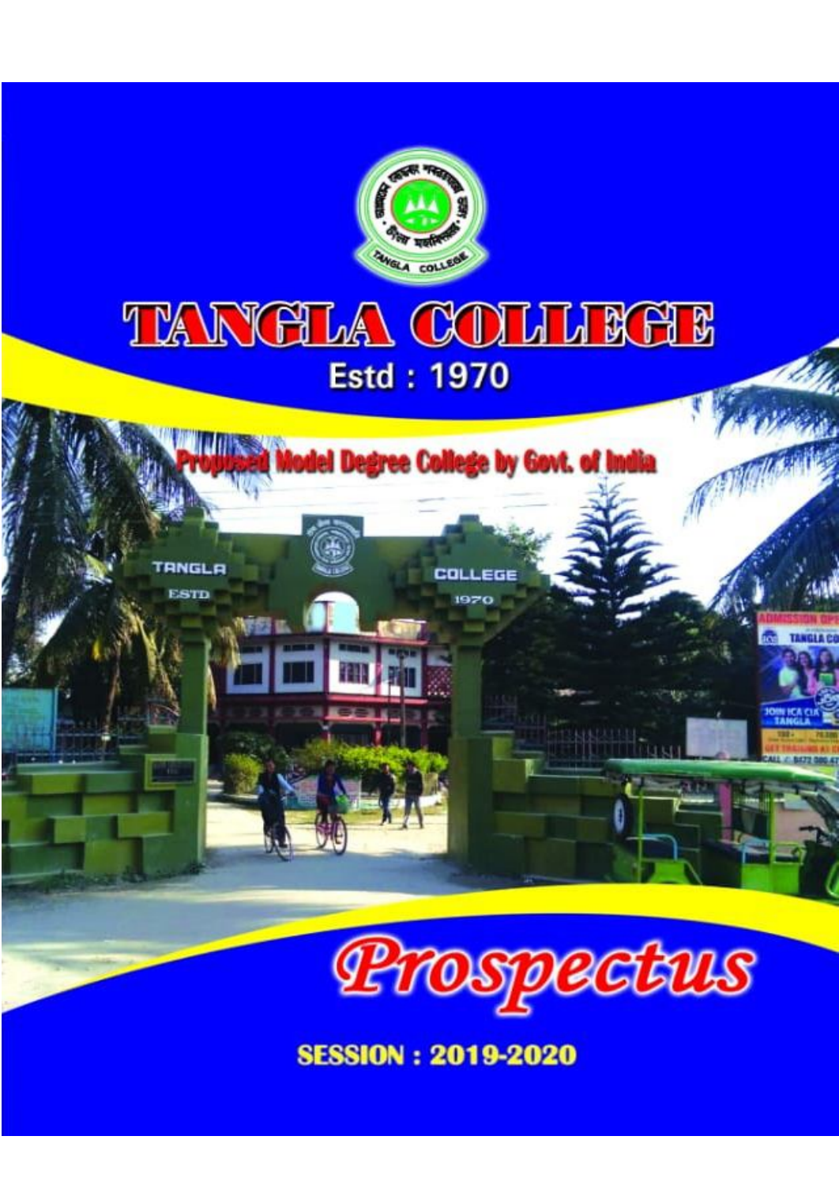# TANGLA COLLEGE

Estd : 1970

Proposed Model Degree College by Govt. of India

# Prospectus

**SESSION : 2019-2020**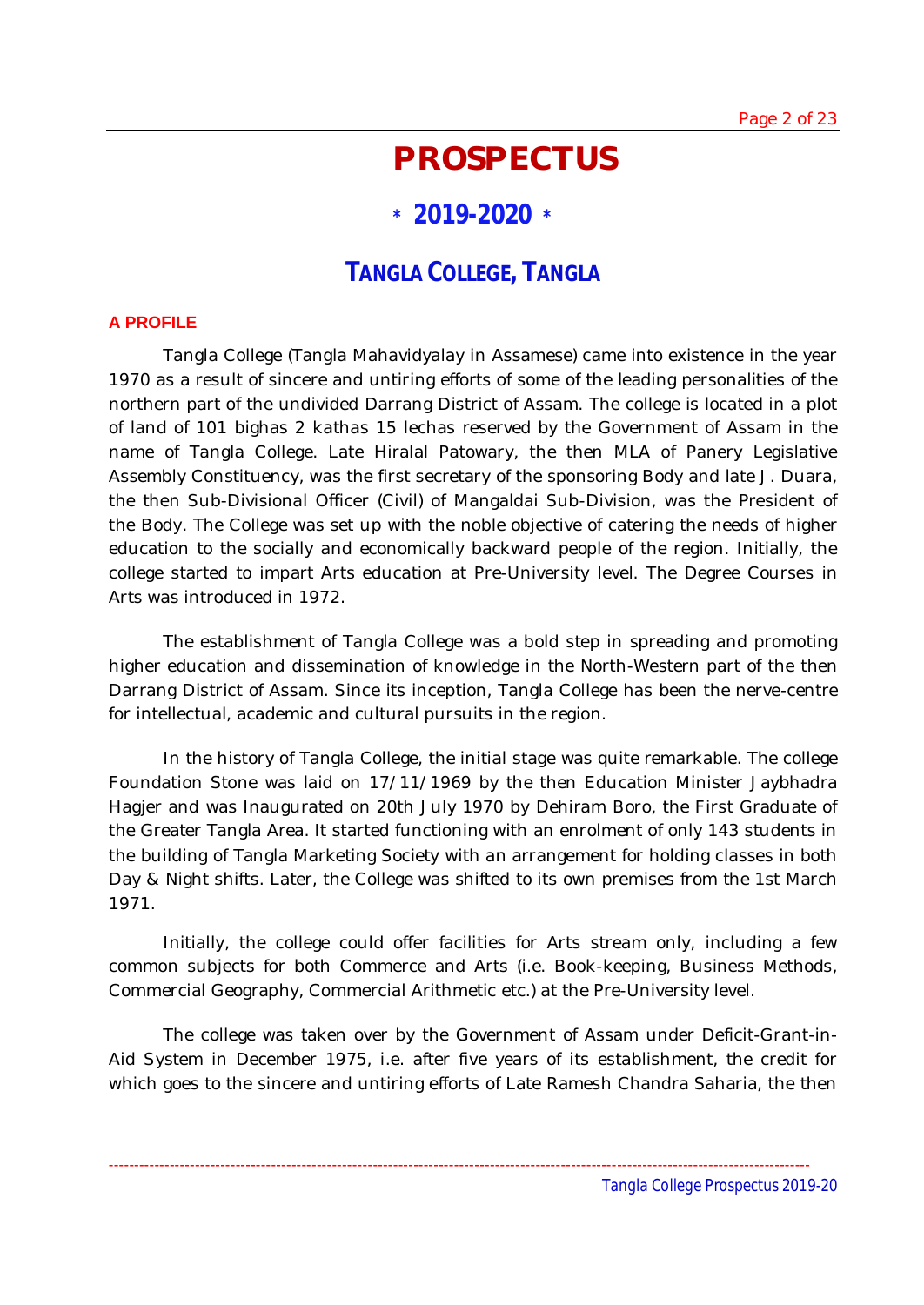# PROSPECTUS

## * 2019-2020 *

## TANGLA COLLEGE, TANGLA

### A PROFILE

Tangla College (Tangla Mahavidyalay in Assamese) came into existence in the year 1970 as a result of sincere and untiring efforts of some of the leading personalities of the northern part of the undivided Darrang District of Assam. The college is located in a plot of land of 101 bighas 2 kathas 15 lechas reserved by the Government of Assam in the name of Tangla College. Late Hiralal Patowary, the then MLA of Panery Legislative Assembly Constituency, was the first secretary of the sponsoring Body and late J. Duara, the then Sub-Divisional Officer (Civil) of Mangaldai Sub-Division, was the President of the Body. The College was set up with the noble objective of catering the needs of higher education to the socially and economically backward people of the region. Initially, the college started to impart Arts education at Pre-University level. The Degree Courses in Arts was introduced in 1972.

The establishment of Tangla College was a bold step in spreading and promoting higher education and dissemination of knowledge in the North-Western part of the then Darrang District of Assam. Since its inception, Tangla College has been the nerve-centre for intellectual, academic and cultural pursuits in the region.

In the history of Tangla College, the initial stage was quite remarkable. The college Foundation Stone was laid on 17/11/1969 by the then Education Minister Jaybhadra Hagjer and was Inaugurated on 20th July 1970 by Dehiram Boro, the First Graduate of the Greater Tangla Area. It started functioning with an enrolment of only 143 students in the building of Tangla Marketing Society with an arrangement for holding classes in both Day & Night shifts. Later, the College was shifted to its own premises from the 1st March 1971.

Initially, the college could offer facilities for Arts stream only, including a few common subjects for both Commerce and Arts (i.e. Book-keeping, Business Methods, Commercial Geography, Commercial Arithmetic etc.) at the Pre-University level.

The college was taken over by the Government of Assam under Deficit-Grant-in-Aid System in December 1975, i.e. after five years of its establishment, the credit for which goes to the sincere and untiring efforts of Late Ramesh Chandra Saharia, the then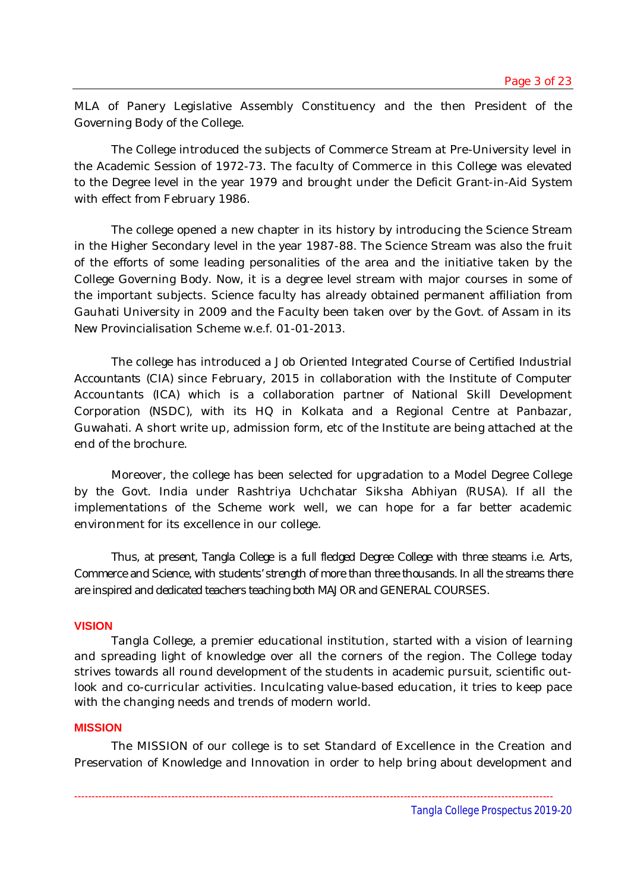MLA of Panery Legislative Assembly Constituency and the then President of the Governing Body of the College.

The College introduced the subjects of Commerce Stream at Pre-University level in the Academic Session of 1972-73. The faculty of Commerce in this College was elevated to the Degree level in the year 1979 and brought under the Deficit Grant-in-Aid System with effect from February 1986.

The college opened a new chapter in its history by introducing the Science Stream in the Higher Secondary level in the year 1987-88. The Science Stream was also the fruit of the efforts of some leading personalities of the area and the initiative taken by the College Governing Body. Now, it is a degree level stream with major courses in some of the important subjects. Science faculty has already obtained permanent affiliation from Gauhati University in 2009 and the Faculty been taken over by the Govt. of Assam in its New Provincialisation Scheme w.e.f. 01-01-2013.

The college has introduced a Job Oriented Integrated Course of Certified Industrial Accountants (CIA) since February, 2015 in collaboration with the Institute of Computer Accountants (ICA) which is a collaboration partner of National Skill Development Corporation (NSDC), with its HQ in Kolkata and a Regional Centre at Panbazar, Guwahati. A short write up, admission form, etc of the Institute are being attached at the end of the brochure.

Moreover, the college has been selected for upgradation to a Model Degree College by the Govt. India under Rashtriya Uchchatar Siksha Abhiyan (RUSA). If all the implementations of the Scheme work well, we can hope for a far better academic environment for its excellence in our college.

Thus, at present, Tangla College is a full fledged Degree College with three steams i.e. Arts, Commerce and Science, with students' strength of more than three thousands. In all the streams there are inspired and dedicated teachers teaching both MAJOR and GENERAL COURSES.

## VISION

Tangla College, a premier educational institution, started with a vision of learning and spreading light of knowledge over all the corners of the region. The College today strives towards all round development of the students in academic pursuit, scientific outlook and co-curricular activities. Inculcating value-based education, it tries to keep pace with the changing needs and trends of modern world.

## MISSION

The MISSION of our college is to set Standard of Excellence in the Creation and Preservation of Knowledge and Innovation in order to help bring about development and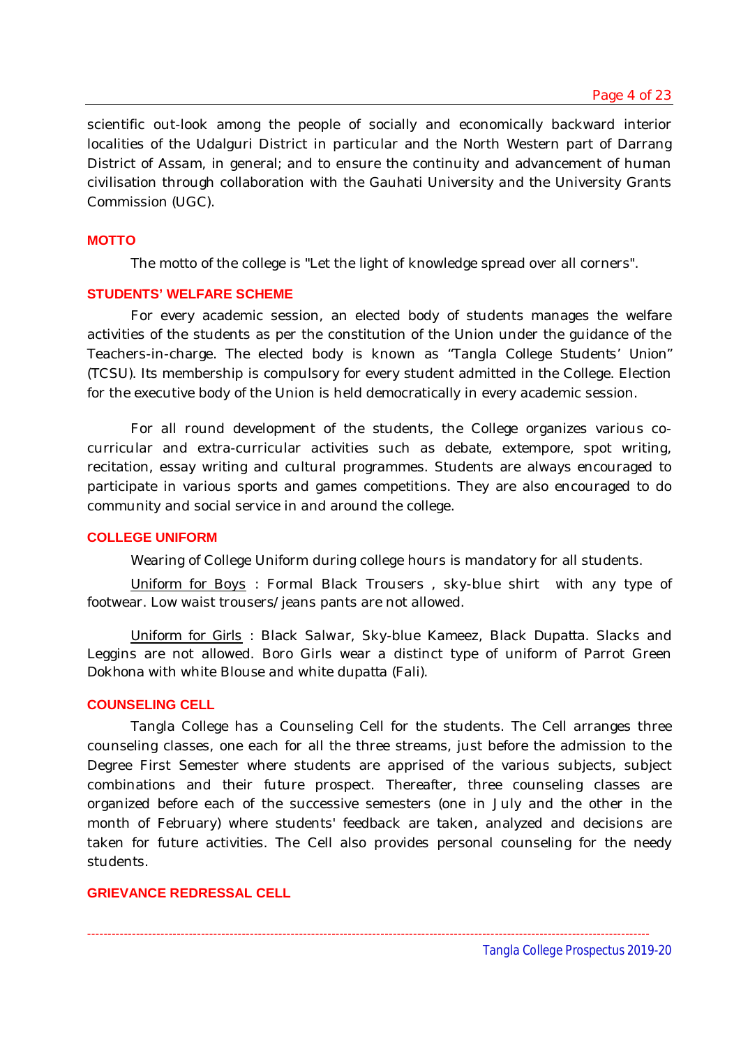scientific out-look among the people of socially and economically backward interior localities of the Udalguri District in particular and the North Western part of Darrang District of Assam, in general; and to ensure the continuity and advancement of human civilisation through collaboration with the Gauhati University and the University Grants Commission (UGC).

## MOTTO

The motto of the college is "Let the light of knowledge spread over all corners".

## STUDENTS' WELFARE SCHEME

For every academic session, an elected body of students manages the welfare activities of the students as per the constitution of the Union under the guidance of the Teachers-in-charge. The elected body is known as "Tangla College Students' Union" (TCSU). Its membership is compulsory for every student admitted in the College. Election for the executive body of the Union is held democratically in every academic session.

For all round development of the students, the College organizes various co-curricular and extra-curricular activities such as debate, extempore, spot writing, recitation, essay writing and cultural programmes. Students are always encouraged to participate in various sports and games competitions. They are also encouraged to do community and social service in and around the college.

## COLLEGE UNIFORM

Wearing of College Uniform during college hours is mandatory for all students.

Uniform for Boys : Formal Black Trousers , sky-blue shirt with any type of footwear. Low waist trousers/jeans pants are not allowed.

Uniform for Girls : Black Salwar, Sky-blue Kameez, Black Dupatta. Slacks and Leggins are not allowed. Boro Girls wear a distinct type of uniform of Parrot Green Dokhona with white Blouse and white dupatta (Fali).

## COUNSELING CELL

Tangla College has a Counseling Cell for the students. The Cell arranges three counseling classes, one each for all the three streams, just before the admission to the Degree First Semester where students are apprised of the various subjects, subject combinations and their future prospect. Thereafter, three counseling classes are organized before each of the successive semesters (one in July and the other in the month of February) where students' feedback are taken, analyzed and decisions are taken for future activities. The Cell also provides personal counseling for the needy students.

## GRIEVANCE REDRESSAL CELL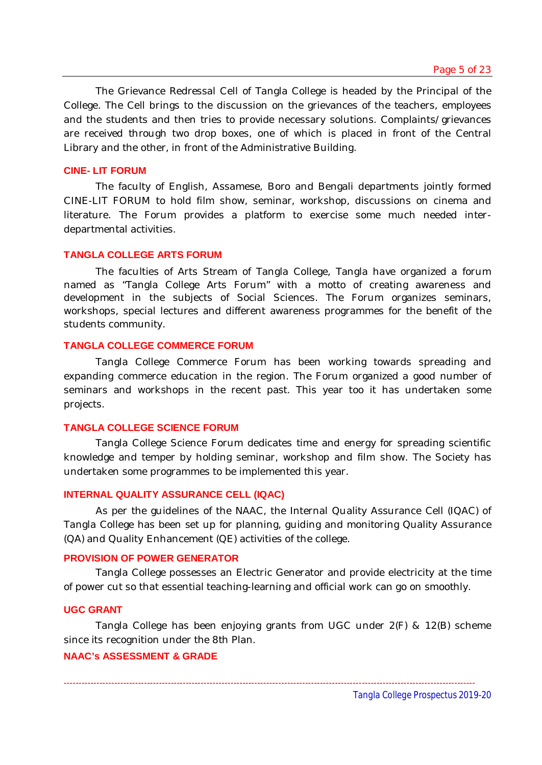The Grievance Redressal Cell of Tangla College is headed by the Principal of the College. The Cell brings to the discussion on the grievances of the teachers, employees and the students and then tries to provide necessary solutions. Complaints/grievances are received through two drop boxes, one of which is placed in front of the Central Library and the other, in front of the Administrative Building.

### CINE- LIT FORUM

The faculty of English, Assamese, Boro and Bengali departments jointly formed CINE-LIT FORUM to hold film show, seminar, workshop, discussions on cinema and literature. The Forum provides a platform to exercise some much needed inter-departmental activities.

### TANGLA COLLEGE ARTS FORUM

The faculties of Arts Stream of Tangla College, Tangla have organized a forum named as "Tangla College Arts Forum" with a motto of creating awareness and development in the subjects of Social Sciences. The Forum organizes seminars, workshops, special lectures and different awareness programmes for the benefit of the students community.

### TANGLA COLLEGE COMMERCE FORUM

Tangla College Commerce Forum has been working towards spreading and expanding commerce education in the region. The Forum organized a good number of seminars and workshops in the recent past. This year too it has undertaken some projects.

### TANGLA COLLEGE SCIENCE FORUM

Tangla College Science Forum dedicates time and energy for spreading scientific knowledge and temper by holding seminar, workshop and film show. The Society has undertaken some programmes to be implemented this year.

### INTERNAL QUALITY ASSURANCE CELL (IQAC)

As per the guidelines of the NAAC, the Internal Quality Assurance Cell (IQAC) of Tangla College has been set up for planning, guiding and monitoring Quality Assurance (QA) and Quality Enhancement (QE) activities of the college.

### PROVISION OF POWER GENERATOR

Tangla College possesses an Electric Generator and provide electricity at the time of power cut so that essential teaching-learning and official work can go on smoothly.

### UGC GRANT

Tangla College has been enjoying grants from UGC under 2(F) & 12(B) scheme since its recognition under the 8th Plan.

### NAAC's ASSESSMENT & GRADE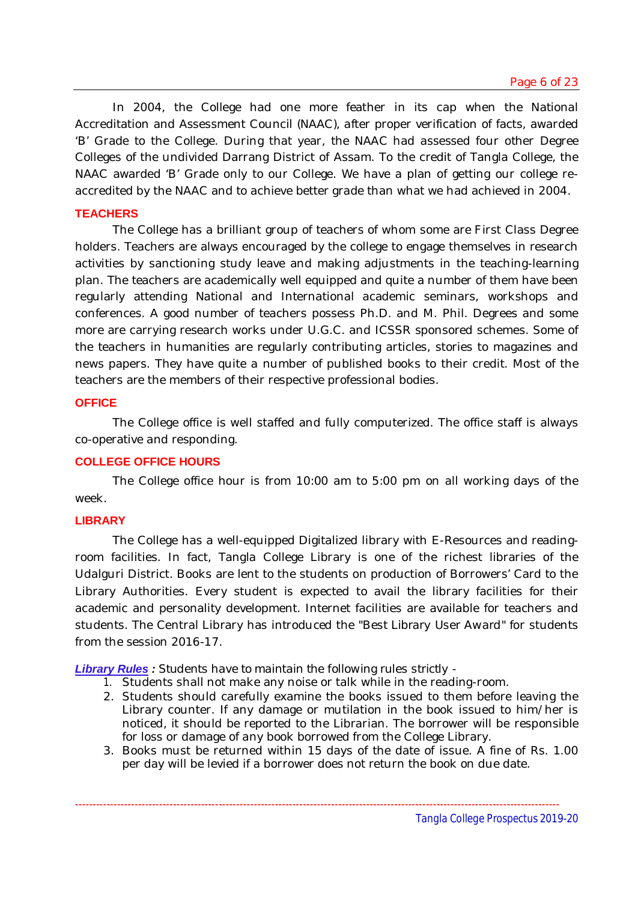In 2004, the College had one more feather in its cap when the National Accreditation and Assessment Council (NAAC), after proper verification of facts, awarded 'B' Grade to the College. During that year, the NAAC had assessed four other Degree Colleges of the undivided Darrang District of Assam. To the credit of Tangla College, the NAAC awarded 'B' Grade only to our College. We have a plan of getting our college re-accredited by the NAAC and to achieve better grade than what we had achieved in 2004.

## TEACHERS

The College has a brilliant group of teachers of whom some are First Class Degree holders. Teachers are always encouraged by the college to engage themselves in research activities by sanctioning study leave and making adjustments in the teaching-learning plan. The teachers are academically well equipped and quite a number of them have been regularly attending National and International academic seminars, workshops and conferences. A good number of teachers possess Ph.D. and M. Phil. Degrees and some more are carrying research works under U.G.C. and ICSSR sponsored schemes. Some of the teachers in humanities are regularly contributing articles, stories to magazines and news papers. They have quite a number of published books to their credit. Most of the teachers are the members of their respective professional bodies.

## OFFICE

The College office is well staffed and fully computerized. The office staff is always co-operative and responding.

## COLLEGE OFFICE HOURS

The College office hour is from 10:00 am to 5:00 pm on all working days of the week.

## LIBRARY

The College has a well-equipped Digitalized library with E-Resources and reading-room facilities. In fact, Tangla College Library is one of the richest libraries of the Udalguri District. Books are lent to the students on production of Borrowers' Card to the Library Authorities. Every student is expected to avail the library facilities for their academic and personality development. Internet facilities are available for teachers and students. The Central Library has introduced the "Best Library User Award" for students from the session 2016-17.

***Library Rules*** **:** Students have to maintain the following rules strictly -

1. Students shall not make any noise or talk while in the reading-room.
2. Students should carefully examine the books issued to them before leaving the Library counter. If any damage or mutilation in the book issued to him/her is noticed, it should be reported to the Librarian. The borrower will be responsible for loss or damage of any book borrowed from the College Library.
3. Books must be returned within 15 days of the date of issue. A fine of Rs. 1.00 per day will be levied if a borrower does not return the book on due date.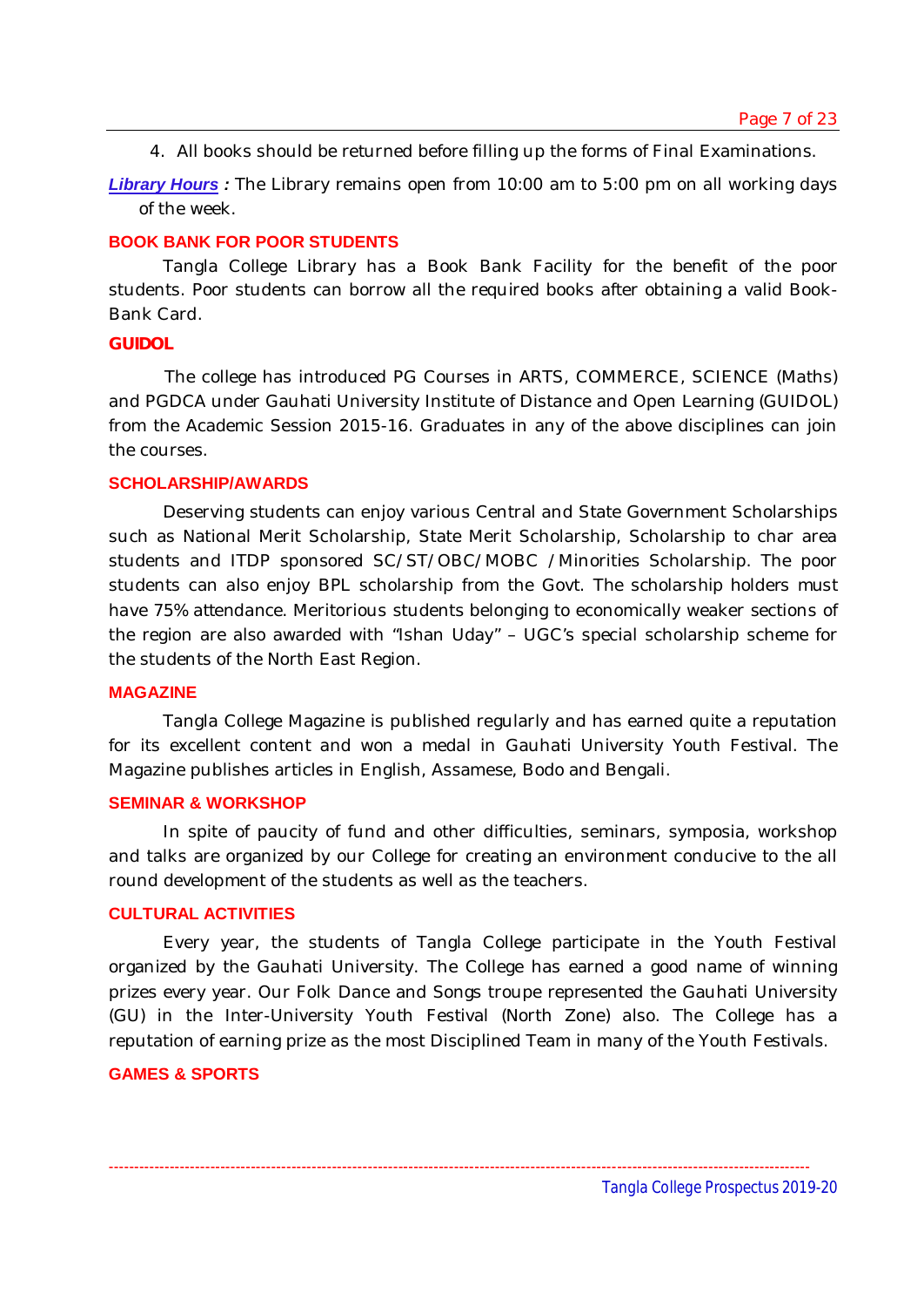4. All books should be returned before filling up the forms of Final Examinations.

***Library Hours*** **:** The Library remains open from 10:00 am to 5:00 pm on all working days of the week.

## BOOK BANK FOR POOR STUDENTS

Tangla College Library has a Book Bank Facility for the benefit of the poor students. Poor students can borrow all the required books after obtaining a valid Book-Bank Card.

## GUIDOL

The college has introduced PG Courses in ARTS, COMMERCE, SCIENCE (Maths) and PGDCA under Gauhati University Institute of Distance and Open Learning (GUIDOL) from the Academic Session 2015-16. Graduates in any of the above disciplines can join the courses.

## SCHOLARSHIP/AWARDS

Deserving students can enjoy various Central and State Government Scholarships such as National Merit Scholarship, State Merit Scholarship, Scholarship to char area students and ITDP sponsored SC/ST/OBC/MOBC /Minorities Scholarship. The poor students can also enjoy BPL scholarship from the Govt. The scholarship holders must have 75% attendance. Meritorious students belonging to economically weaker sections of the region are also awarded with "Ishan Uday" – UGC's special scholarship scheme for the students of the North East Region.

## MAGAZINE

Tangla College Magazine is published regularly and has earned quite a reputation for its excellent content and won a medal in Gauhati University Youth Festival. The Magazine publishes articles in English, Assamese, Bodo and Bengali.

## SEMINAR & WORKSHOP

In spite of paucity of fund and other difficulties, seminars, symposia, workshop and talks are organized by our College for creating an environment conducive to the all round development of the students as well as the teachers.

## CULTURAL ACTIVITIES

Every year, the students of Tangla College participate in the Youth Festival organized by the Gauhati University. The College has earned a good name of winning prizes every year. Our Folk Dance and Songs troupe represented the Gauhati University (GU) in the Inter-University Youth Festival (North Zone) also. The College has a reputation of earning prize as the most Disciplined Team in many of the Youth Festivals.

## GAMES & SPORTS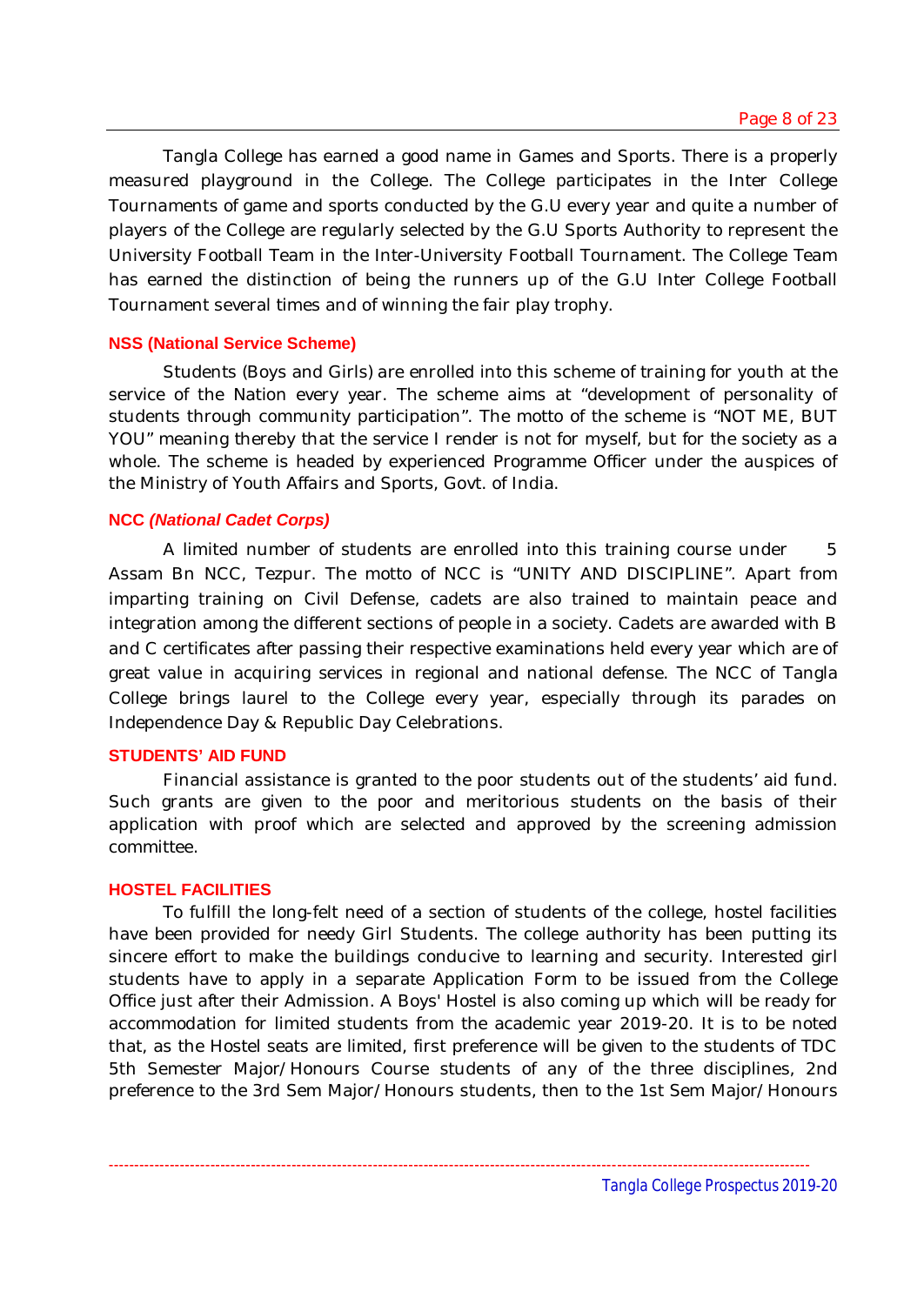Tangla College has earned a good name in Games and Sports. There is a properly measured playground in the College. The College participates in the Inter College Tournaments of game and sports conducted by the G.U every year and quite a number of players of the College are regularly selected by the G.U Sports Authority to represent the University Football Team in the Inter-University Football Tournament. The College Team has earned the distinction of being the runners up of the G.U Inter College Football Tournament several times and of winning the fair play trophy.

### NSS (National Service Scheme)

Students (Boys and Girls) are enrolled into this scheme of training for youth at the service of the Nation every year. The scheme aims at "development of personality of students through community participation". The motto of the scheme is "NOT ME, BUT YOU" meaning thereby that the service I render is not for myself, but for the society as a whole. The scheme is headed by experienced Programme Officer under the auspices of the Ministry of Youth Affairs and Sports, Govt. of India.

### NCC *(National Cadet Corps)*

A limited number of students are enrolled into this training course under 5 Assam Bn NCC, Tezpur. The motto of NCC is "UNITY AND DISCIPLINE". Apart from imparting training on Civil Defense, cadets are also trained to maintain peace and integration among the different sections of people in a society. Cadets are awarded with B and C certificates after passing their respective examinations held every year which are of great value in acquiring services in regional and national defense. The NCC of Tangla College brings laurel to the College every year, especially through its parades on Independence Day & Republic Day Celebrations.

### STUDENTS' AID FUND

Financial assistance is granted to the poor students out of the students' aid fund. Such grants are given to the poor and meritorious students on the basis of their application with proof which are selected and approved by the screening admission committee.

### HOSTEL FACILITIES

To fulfill the long-felt need of a section of students of the college, hostel facilities have been provided for needy Girl Students. The college authority has been putting its sincere effort to make the buildings conducive to learning and security. Interested girl students have to apply in a separate Application Form to be issued from the College Office just after their Admission. A Boys' Hostel is also coming up which will be ready for accommodation for limited students from the academic year 2019-20. It is to be noted that, as the Hostel seats are limited, first preference will be given to the students of TDC 5th Semester Major/Honours Course students of any of the three disciplines, 2nd preference to the 3rd Sem Major/Honours students, then to the 1st Sem Major/Honours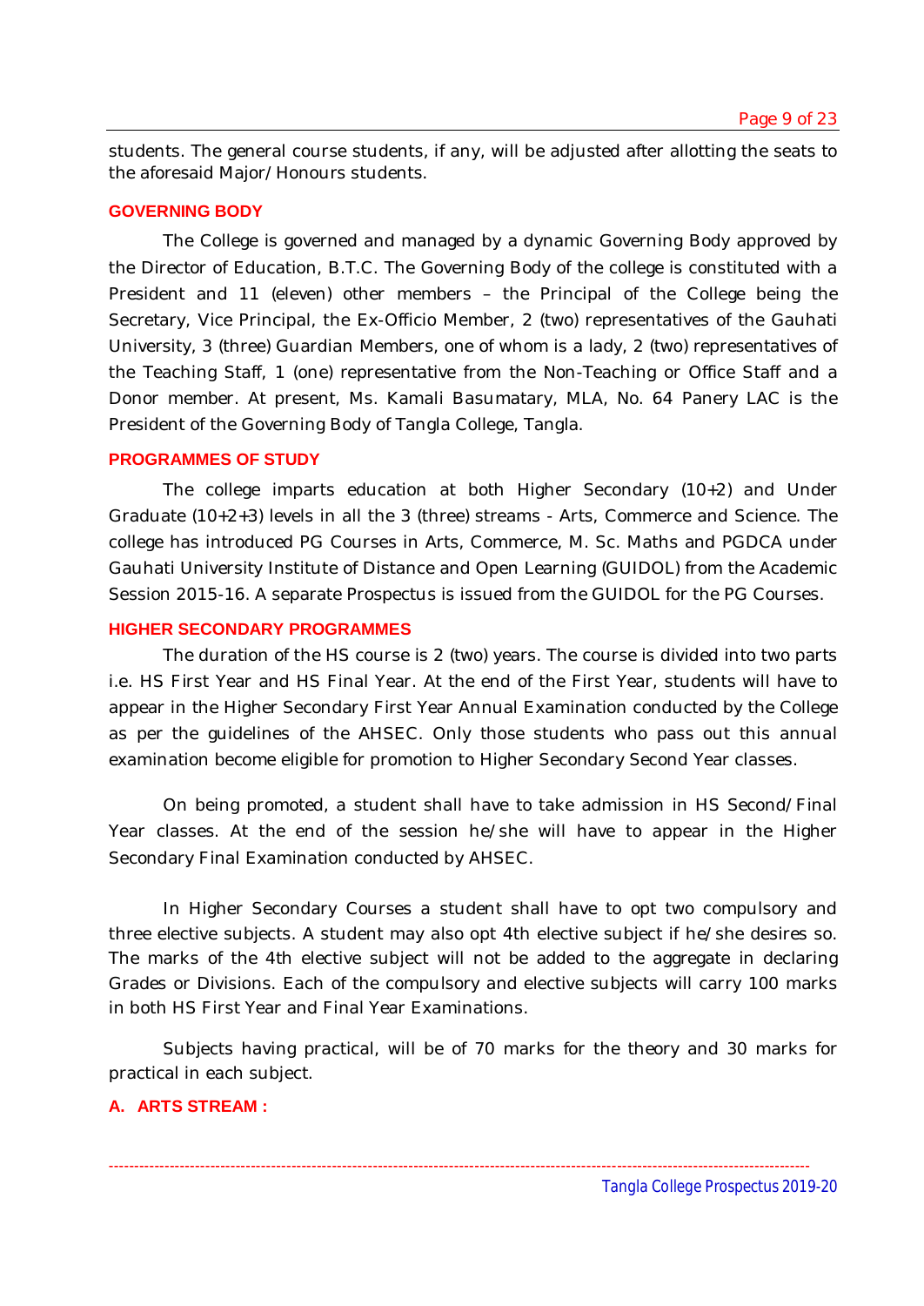students. The general course students, if any, will be adjusted after allotting the seats to the aforesaid Major/Honours students.

## GOVERNING BODY

The College is governed and managed by a dynamic Governing Body approved by the Director of Education, B.T.C. The Governing Body of the college is constituted with a President and 11 (eleven) other members – the Principal of the College being the Secretary, Vice Principal, the Ex-Officio Member, 2 (two) representatives of the Gauhati University, 3 (three) Guardian Members, one of whom is a lady, 2 (two) representatives of the Teaching Staff, 1 (one) representative from the Non-Teaching or Office Staff and a Donor member. At present, Ms. Kamali Basumatary, MLA, No. 64 Panery LAC is the President of the Governing Body of Tangla College, Tangla.

## PROGRAMMES OF STUDY

The college imparts education at both Higher Secondary (10+2) and Under Graduate (10+2+3) levels in all the 3 (three) streams - Arts, Commerce and Science. The college has introduced PG Courses in Arts, Commerce, M. Sc. Maths and PGDCA under Gauhati University Institute of Distance and Open Learning (GUIDOL) from the Academic Session 2015-16. A separate Prospectus is issued from the GUIDOL for the PG Courses.

## HIGHER SECONDARY PROGRAMMES

The duration of the HS course is 2 (two) years. The course is divided into two parts i.e. HS First Year and HS Final Year. At the end of the First Year, students will have to appear in the Higher Secondary First Year Annual Examination conducted by the College as per the guidelines of the AHSEC. Only those students who pass out this annual examination become eligible for promotion to Higher Secondary Second Year classes.

On being promoted, a student shall have to take admission in HS Second/Final Year classes. At the end of the session he/she will have to appear in the Higher Secondary Final Examination conducted by AHSEC.

In Higher Secondary Courses a student shall have to opt two compulsory and three elective subjects. A student may also opt 4th elective subject if he/she desires so. The marks of the 4th elective subject will not be added to the aggregate in declaring Grades or Divisions. Each of the compulsory and elective subjects will carry 100 marks in both HS First Year and Final Year Examinations.

Subjects having practical, will be of 70 marks for the theory and 30 marks for practical in each subject.

### A. ARTS STREAM :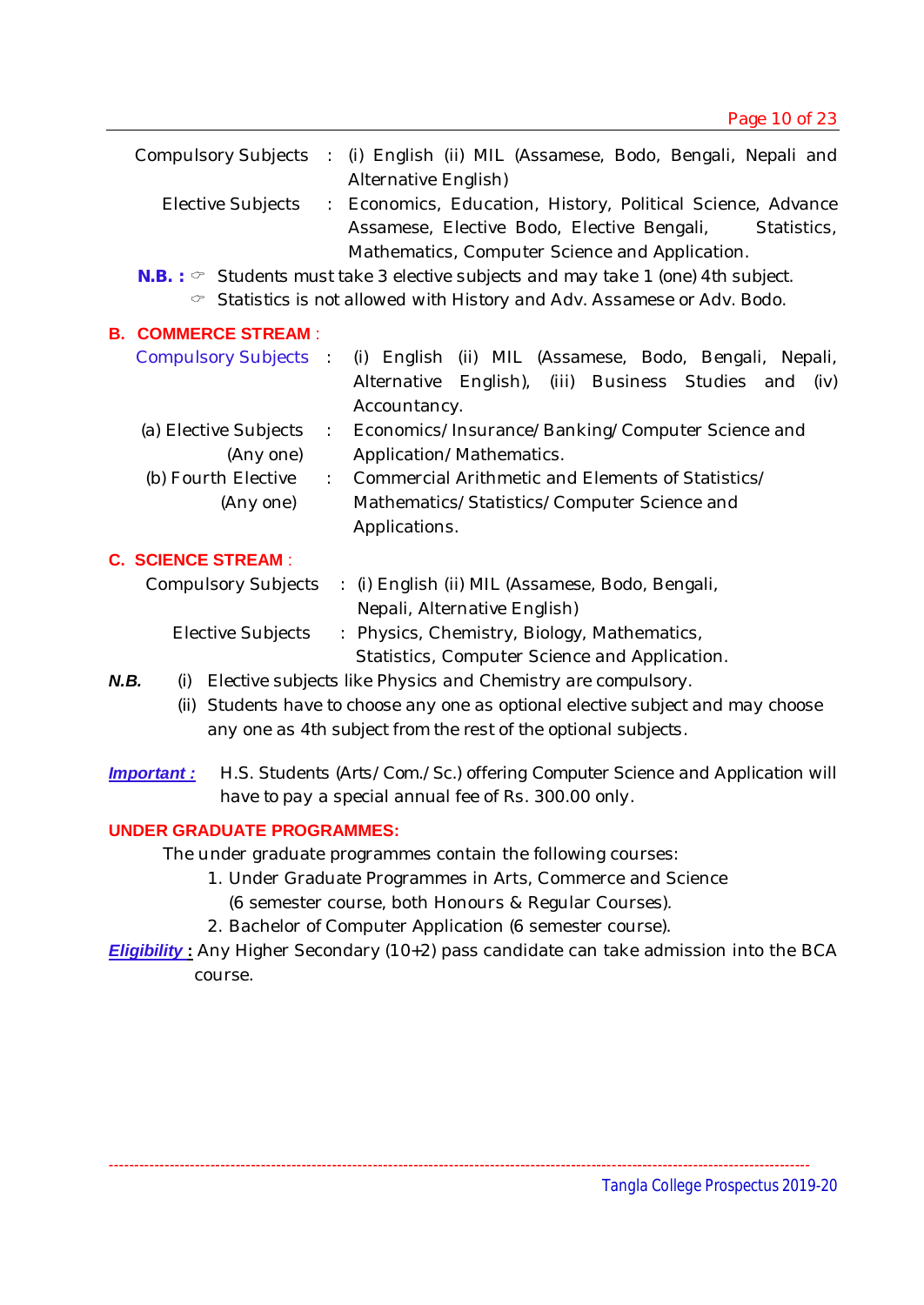Compulsory Subjects : (i) English (ii) MIL (Assamese, Bodo, Bengali, Nepali and Alternative English)

Elective Subjects : Economics, Education, History, Political Science, Advance Assamese, Elective Bodo, Elective Bengali, Statistics, Mathematics, Computer Science and Application.

**N.B. :** ☞ Students must take 3 elective subjects and may take 1 (one) 4th subject.
☞ Statistics is not allowed with History and Adv. Assamese or Adv. Bodo.

## B. COMMERCE STREAM :

Compulsory Subjects : (i) English (ii) MIL (Assamese, Bodo, Bengali, Nepali, Alternative English), (iii) Business Studies and (iv) Accountancy.

(a) Elective Subjects (Any one) : Economics/Insurance/Banking/Computer Science and Application/Mathematics.

(b) Fourth Elective (Any one) : Commercial Arithmetic and Elements of Statistics/ Mathematics/Statistics/Computer Science and Applications.

## C. SCIENCE STREAM :

Compulsory Subjects : (i) English (ii) MIL (Assamese, Bodo, Bengali, Nepali, Alternative English)

Elective Subjects : Physics, Chemistry, Biology, Mathematics, Statistics, Computer Science and Application.

***N.B.*** (i) Elective subjects like Physics and Chemistry are compulsory.
(ii) Students have to choose any one as optional elective subject and may choose any one as 4th subject from the rest of the optional subjects.

***Important :*** H.S. Students (Arts/Com./Sc.) offering Computer Science and Application will have to pay a special annual fee of Rs. 300.00 only.

## UNDER GRADUATE PROGRAMMES:

The under graduate programmes contain the following courses:

1. Under Graduate Programmes in Arts, Commerce and Science (6 semester course, both Honours & Regular Courses).
2. Bachelor of Computer Application (6 semester course).

***Eligibility* :** Any Higher Secondary (10+2) pass candidate can take admission into the BCA course.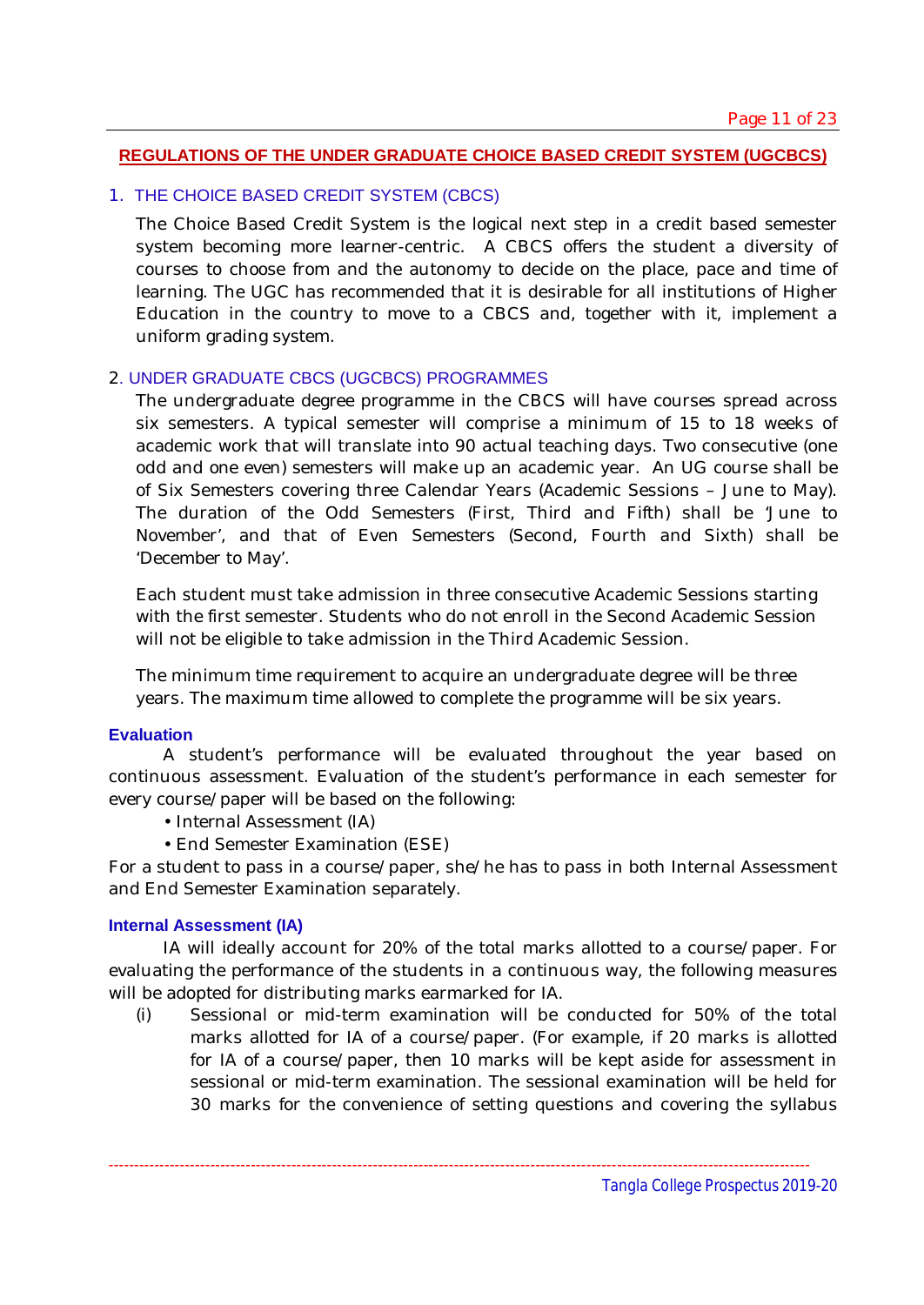## REGULATIONS OF THE UNDER GRADUATE CHOICE BASED CREDIT SYSTEM (UGCBCS)

### 1. THE CHOICE BASED CREDIT SYSTEM (CBCS)

The Choice Based Credit System is the logical next step in a credit based semester system becoming more learner-centric. A CBCS offers the student a diversity of courses to choose from and the autonomy to decide on the place, pace and time of learning. The UGC has recommended that it is desirable for all institutions of Higher Education in the country to move to a CBCS and, together with it, implement a uniform grading system.

### 2. UNDER GRADUATE CBCS (UGCBCS) PROGRAMMES

The undergraduate degree programme in the CBCS will have courses spread across six semesters. A typical semester will comprise a minimum of 15 to 18 weeks of academic work that will translate into 90 actual teaching days. Two consecutive (one odd and one even) semesters will make up an academic year. An UG course shall be of Six Semesters covering three Calendar Years (Academic Sessions – June to May). The duration of the Odd Semesters (First, Third and Fifth) shall be 'June to November', and that of Even Semesters (Second, Fourth and Sixth) shall be 'December to May'.

Each student must take admission in three consecutive Academic Sessions starting with the first semester. Students who do not enroll in the Second Academic Session will not be eligible to take admission in the Third Academic Session.

The minimum time requirement to acquire an undergraduate degree will be three years. The maximum time allowed to complete the programme will be six years.

#### Evaluation

A student's performance will be evaluated throughout the year based on continuous assessment. Evaluation of the student's performance in each semester for every course/paper will be based on the following:

- Internal Assessment (IA)
- End Semester Examination (ESE)

For a student to pass in a course/paper, she/he has to pass in both Internal Assessment and End Semester Examination separately.

#### Internal Assessment (IA)

IA will ideally account for 20% of the total marks allotted to a course/paper. For evaluating the performance of the students in a continuous way, the following measures will be adopted for distributing marks earmarked for IA.

(i) Sessional or mid-term examination will be conducted for 50% of the total marks allotted for IA of a course/paper. (For example, if 20 marks is allotted for IA of a course/paper, then 10 marks will be kept aside for assessment in sessional or mid-term examination. The sessional examination will be held for 30 marks for the convenience of setting questions and covering the syllabus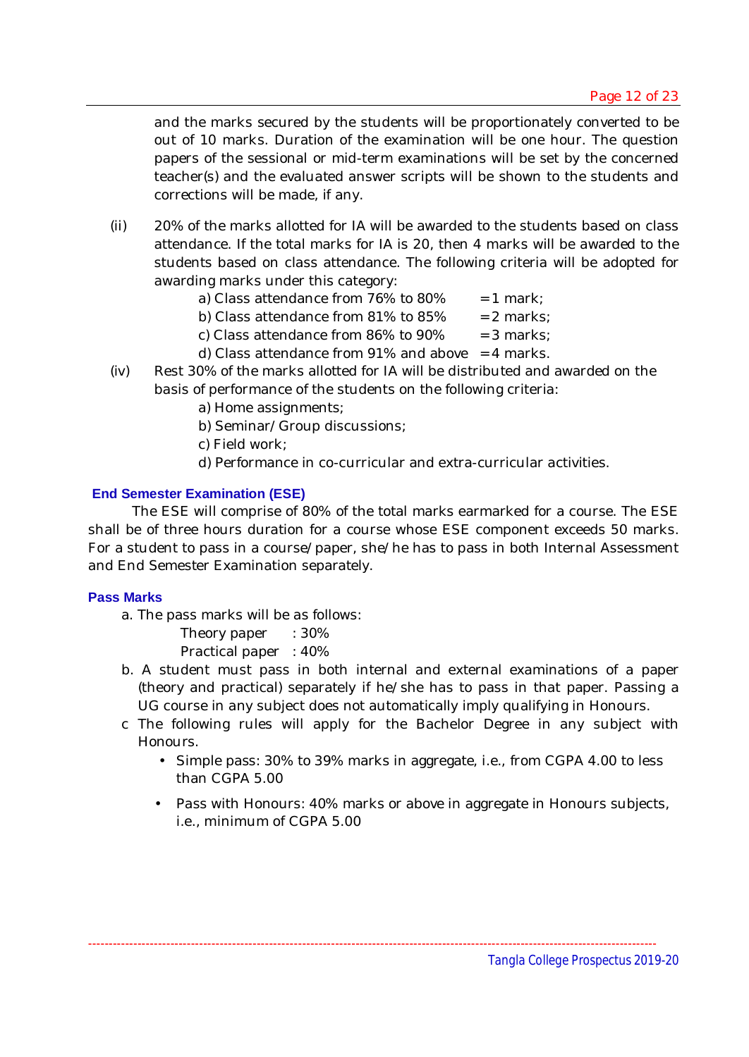and the marks secured by the students will be proportionately converted to be out of 10 marks. Duration of the examination will be one hour. The question papers of the sessional or mid-term examinations will be set by the concerned teacher(s) and the evaluated answer scripts will be shown to the students and corrections will be made, if any.

(ii) 20% of the marks allotted for IA will be awarded to the students based on class attendance. If the total marks for IA is 20, then 4 marks will be awarded to the students based on class attendance. The following criteria will be adopted for awarding marks under this category:

a) Class attendance from 76% to 80% = 1 mark;
b) Class attendance from 81% to 85% = 2 marks;
c) Class attendance from 86% to 90% = 3 marks;
d) Class attendance from 91% and above = 4 marks.

(iv) Rest 30% of the marks allotted for IA will be distributed and awarded on the basis of performance of the students on the following criteria:

a) Home assignments;
b) Seminar/ Group discussions;
c) Field work;
d) Performance in co-curricular and extra-curricular activities.

### End Semester Examination (ESE)

The ESE will comprise of 80% of the total marks earmarked for a course. The ESE shall be of three hours duration for a course whose ESE component exceeds 50 marks. For a student to pass in a course/paper, she/he has to pass in both Internal Assessment and End Semester Examination separately.

### Pass Marks

a. The pass marks will be as follows:

Theory paper : 30%
Practical paper : 40%

b. A student must pass in both internal and external examinations of a paper (theory and practical) separately if he/she has to pass in that paper. Passing a UG course in any subject does not automatically imply qualifying in Honours.

c The following rules will apply for the Bachelor Degree in any subject with Honours.

- Simple pass: 30% to 39% marks in aggregate, i.e., from CGPA 4.00 to less than CGPA 5.00
- Pass with Honours: 40% marks or above in aggregate in Honours subjects, i.e., minimum of CGPA 5.00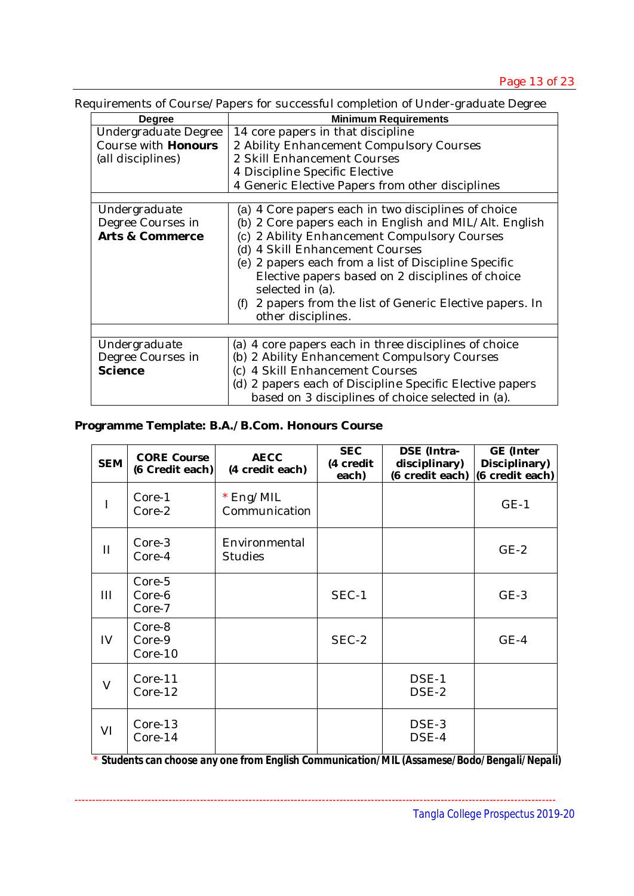Requirements of Course/Papers for successful completion of Under-graduate Degree

| Degree | Minimum Requirements |
|---|---|
| Undergraduate Degree Course with **Honours** (all disciplines) | 14 core papers in that discipline<br>2 Ability Enhancement Compulsory Courses<br>2 Skill Enhancement Courses<br>4 Discipline Specific Elective<br>4 Generic Elective Papers from other disciplines |
| Undergraduate Degree Courses in **Arts & Commerce** | (a) 4 Core papers each in two disciplines of choice<br>(b) 2 Core papers each in English and MIL/Alt. English<br>(c) 2 Ability Enhancement Compulsory Courses<br>(d) 4 Skill Enhancement Courses<br>(e) 2 papers each from a list of Discipline Specific Elective papers based on 2 disciplines of choice selected in (a).<br>(f) 2 papers from the list of Generic Elective papers. In other disciplines. |
| Undergraduate Degree Courses in **Science** | (a) 4 core papers each in three disciplines of choice<br>(b) 2 Ability Enhancement Compulsory Courses<br>(c) 4 Skill Enhancement Courses<br>(d) 2 papers each of Discipline Specific Elective papers based on 3 disciplines of choice selected in (a). |

**Programme Template: B.A./B.Com. Honours Course**

| SEM | CORE Course (6 Credit each) | AECC (4 credit each) | SEC (4 credit each) | DSE (Intra-disciplinary) (6 credit each) | GE (Inter Disciplinary) (6 credit each) |
|---|---|---|---|---|---|
| I | Core-1<br>Core-2 | * Eng/MIL Communication | | | GE-1 |
| II | Core-3<br>Core-4 | Environmental Studies | | | GE-2 |
| III | Core-5<br>Core-6<br>Core-7 | | SEC-1 | | GE-3 |
| IV | Core-8<br>Core-9<br>Core-10 | | SEC-2 | | GE-4 |
| V | Core-11<br>Core-12 | | | DSE-1<br>DSE-2 | |
| VI | Core-13<br>Core-14 | | | DSE-3<br>DSE-4 | |

\* ***Students can choose any one from English Communication/MIL (Assamese/Bodo/Bengali/Nepali)***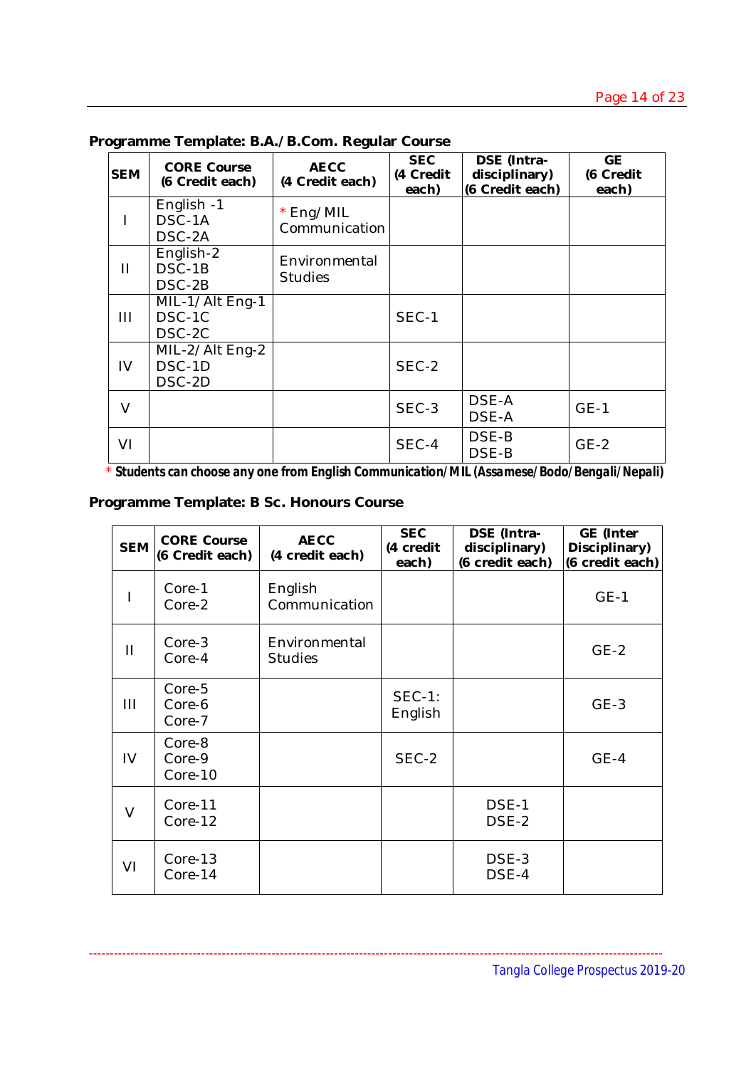**Programme Template: B.A./B.Com. Regular Course**

| SEM | CORE Course (6 Credit each) | AECC (4 Credit each) | SEC (4 Credit each) | DSE (Intra-disciplinary) (6 Credit each) | GE (6 Credit each) |
|---|---|---|---|---|---|
| I | English -1<br>DSC-1A<br>DSC-2A | * Eng/MIL Communication | | | |
| II | English-2<br>DSC-1B<br>DSC-2B | Environmental Studies | | | |
| III | MIL-1/Alt Eng-1<br>DSC-1C<br>DSC-2C | | SEC-1 | | |
| IV | MIL-2/Alt Eng-2<br>DSC-1D<br>DSC-2D | | SEC-2 | | |
| V | | | SEC-3 | DSE-A<br>DSE-A | GE-1 |
| VI | | | SEC-4 | DSE-B<br>DSE-B | GE-2 |

* ***Students can choose any one from English Communication/MIL (Assamese/Bodo/Bengali/Nepali)***

**Programme Template: B Sc. Honours Course**

| SEM | CORE Course (6 Credit each) | AECC (4 credit each) | SEC (4 credit each) | DSE (Intra-disciplinary) (6 credit each) | GE (Inter Disciplinary) (6 credit each) |
|---|---|---|---|---|---|
| I | Core-1<br>Core-2 | English Communication | | | GE-1 |
| II | Core-3<br>Core-4 | Environmental Studies | | | GE-2 |
| III | Core-5<br>Core-6<br>Core-7 | | SEC-1: English | | GE-3 |
| IV | Core-8<br>Core-9<br>Core-10 | | SEC-2 | | GE-4 |
| V | Core-11<br>Core-12 | | | DSE-1<br>DSE-2 | |
| VI | Core-13<br>Core-14 | | | DSE-3<br>DSE-4 | |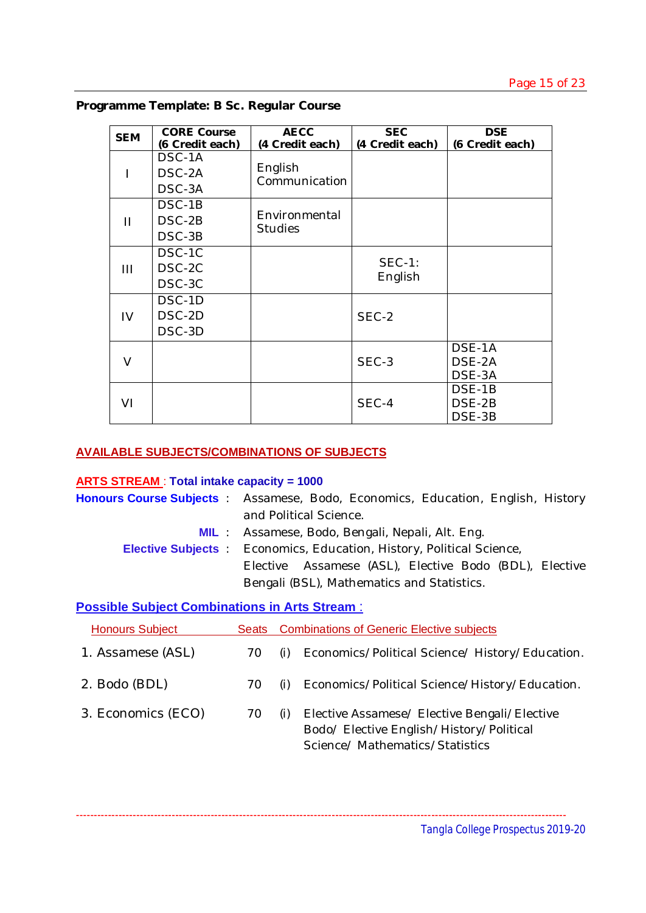**Programme Template: B Sc. Regular Course**

| SEM | CORE Course (6 Credit each) | AECC (4 Credit each) | SEC (4 Credit each) | DSE (6 Credit each) |
|---|---|---|---|---|
| I | DSC-1A<br>DSC-2A<br>DSC-3A | English Communication | | |
| II | DSC-1B<br>DSC-2B<br>DSC-3B | Environmental Studies | | |
| III | DSC-1C<br>DSC-2C<br>DSC-3C | | SEC-1: English | |
| IV | DSC-1D<br>DSC-2D<br>DSC-3D | | SEC-2 | |
| V | | | SEC-3 | DSE-1A<br>DSE-2A<br>DSE-3A |
| VI | | | SEC-4 | DSE-1B<br>DSE-2B<br>DSE-3B |

## AVAILABLE SUBJECTS/COMBINATIONS OF SUBJECTS

**ARTS STREAM** : **Total intake capacity = 1000**

**Honours Course Subjects** : Assamese, Bodo, Economics, Education, English, History and Political Science.

**MIL** : Assamese, Bodo, Bengali, Nepali, Alt. Eng.

**Elective Subjects** : Economics, Education, History, Political Science, Elective Assamese (ASL), Elective Bodo (BDL), Elective Bengali (BSL), Mathematics and Statistics.

**Possible Subject Combinations in Arts Stream :**

| Honours Subject | Seats | Combinations of Generic Elective subjects |
|---|---|---|
| 1. Assamese (ASL) | 70 | (i) Economics/ Political Science/ History/ Education. |
| 2. Bodo (BDL) | 70 | (i) Economics/ Political Science/ History/ Education. |
| 3. Economics (ECO) | 70 | (i) Elective Assamese/ Elective Bengali/ Elective Bodo/ Elective English/ History/ Political Science/ Mathematics/ Statistics |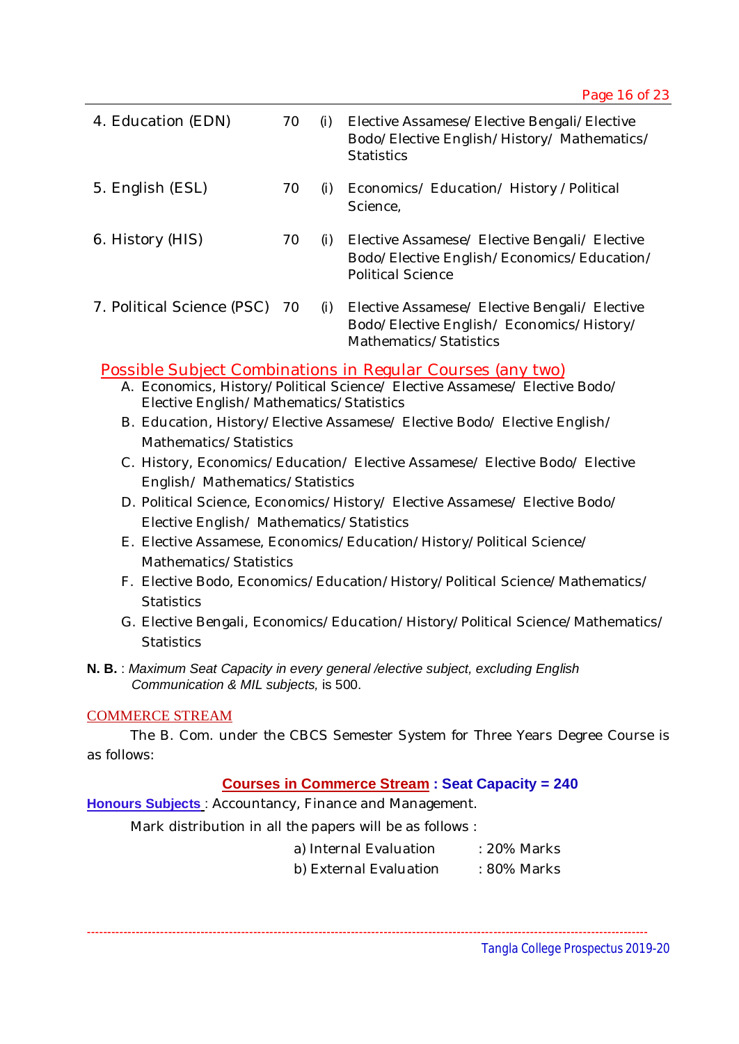| | | | |
|---|---|---|---|
| 4. Education (EDN) | 70 | (i) | Elective Assamese/Elective Bengali/Elective Bodo/Elective English/History/ Mathematics/ Statistics |
| 5. English (ESL) | 70 | (i) | Economics/ Education/ History / Political Science, |
| 6. History (HIS) | 70 | (i) | Elective Assamese/ Elective Bengali/ Elective Bodo/Elective English/Economics/Education/ Political Science |
| 7. Political Science (PSC) | 70 | (i) | Elective Assamese/ Elective Bengali/ Elective Bodo/Elective English/ Economics/History/ Mathematics/Statistics |

## Possible Subject Combinations in Regular Courses (any two)

A. Economics, History/Political Science/ Elective Assamese/ Elective Bodo/ Elective English/Mathematics/Statistics

B. Education, History/Elective Assamese/ Elective Bodo/ Elective English/ Mathematics/Statistics

C. History, Economics/Education/ Elective Assamese/ Elective Bodo/ Elective English/ Mathematics/Statistics

D. Political Science, Economics/History/ Elective Assamese/ Elective Bodo/ Elective English/ Mathematics/Statistics

E. Elective Assamese, Economics/Education/History/Political Science/ Mathematics/Statistics

F. Elective Bodo, Economics/Education/History/Political Science/Mathematics/ Statistics

G. Elective Bengali, Economics/Education/History/Political Science/Mathematics/ Statistics

**N. B.** : *Maximum Seat Capacity in every general /elective subject, excluding English Communication & MIL subjects,* is 500.

## COMMERCE STREAM

The B. Com. under the CBCS Semester System for Three Years Degree Course is as follows:

### Courses in Commerce Stream : Seat Capacity = 240

**Honours Subjects** : Accountancy, Finance and Management.

Mark distribution in all the papers will be as follows :

a) Internal Evaluation : 20% Marks

b) External Evaluation : 80% Marks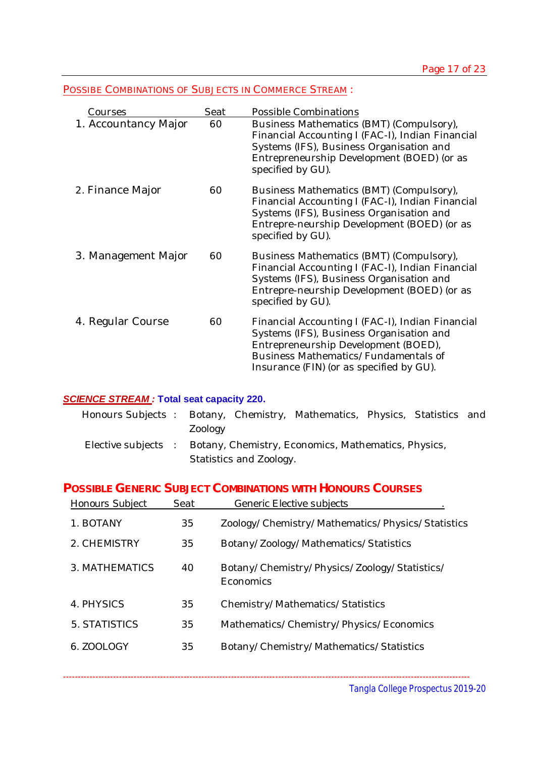## POSSIBE COMBINATIONS OF SUBJECTS IN COMMERCE STREAM :

| Courses | Seat | Possible Combinations |
|---|---|---|
| 1. Accountancy Major | 60 | Business Mathematics (BMT) (Compulsory), Financial Accounting I (FAC-I), Indian Financial Systems (IFS), Business Organisation and Entrepreneurship Development (BOED) (or as specified by GU). |
| 2. Finance Major | 60 | Business Mathematics (BMT) (Compulsory), Financial Accounting I (FAC-I), Indian Financial Systems (IFS), Business Organisation and Entrepre-neurship Development (BOED) (or as specified by GU). |
| 3. Management Major | 60 | Business Mathematics (BMT) (Compulsory), Financial Accounting I (FAC-I), Indian Financial Systems (IFS), Business Organisation and Entrepre-neurship Development (BOED) (or as specified by GU). |
| 4. Regular Course | 60 | Financial Accounting I (FAC-I), Indian Financial Systems (IFS), Business Organisation and Entrepreneurship Development (BOED), Business Mathematics/ Fundamentals of Insurance (FIN) (or as specified by GU). |

***SCIENCE STREAM :*** **Total seat capacity 220.**

Honours Subjects : Botany, Chemistry, Mathematics, Physics, Statistics and Zoology

Elective subjects : Botany, Chemistry, Economics, Mathematics, Physics, Statistics and Zoology.

## POSSIBLE GENERIC SUBJECT COMBINATIONS WITH HONOURS COURSES

| Honours Subject | Seat | Generic Elective subjects |
|---|---|---|
| 1. BOTANY | 35 | Zoology/ Chemistry/ Mathematics/ Physics/ Statistics |
| 2. CHEMISTRY | 35 | Botany/ Zoology/ Mathematics/ Statistics |
| 3. MATHEMATICS | 40 | Botany/ Chemistry/ Physics/ Zoology/ Statistics/ Economics |
| 4. PHYSICS | 35 | Chemistry/ Mathematics/ Statistics |
| 5. STATISTICS | 35 | Mathematics/ Chemistry/ Physics/ Economics |
| 6. ZOOLOGY | 35 | Botany/ Chemistry/ Mathematics/ Statistics |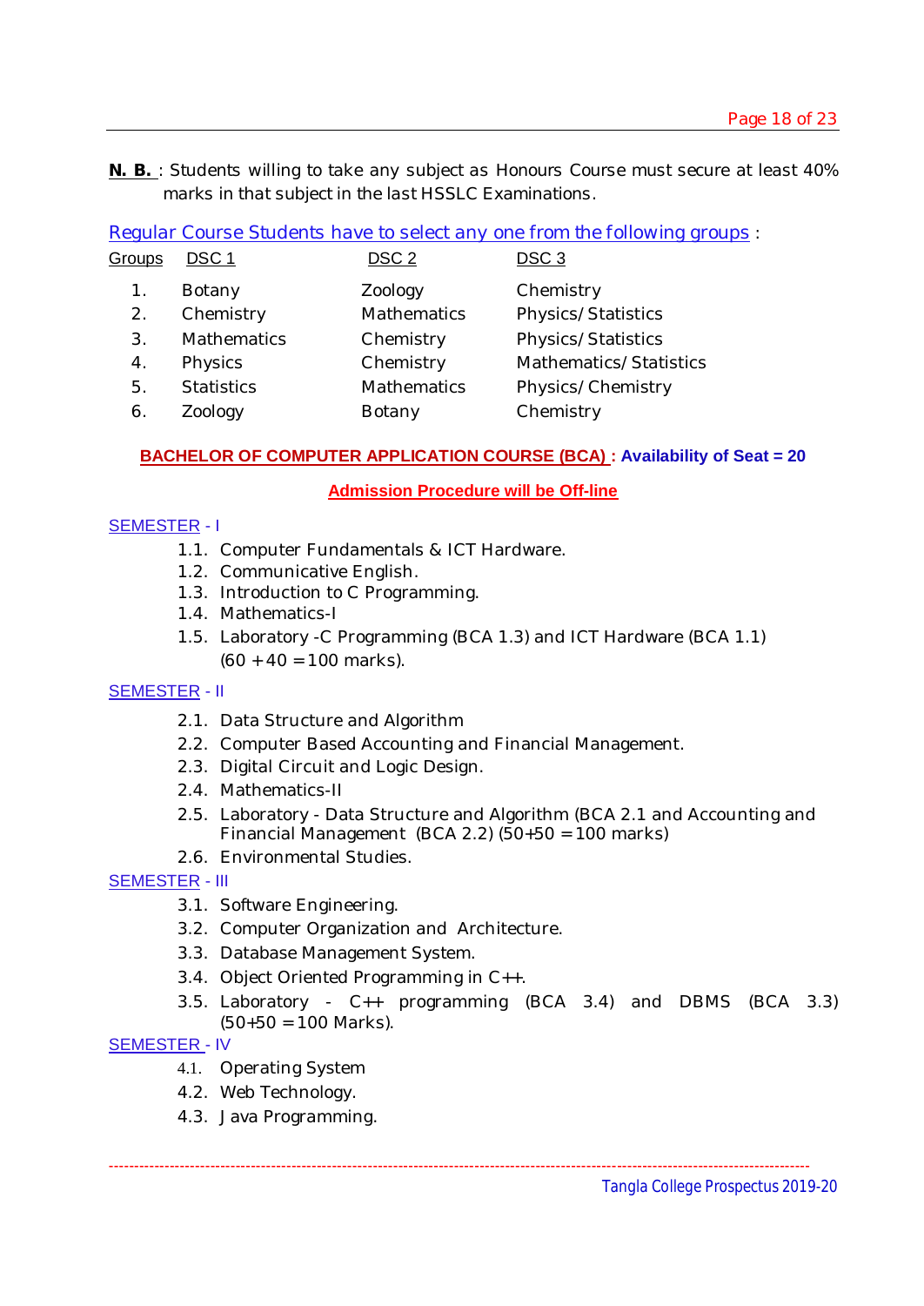**N. B.** : Students willing to take any subject as Honours Course must secure at least 40% marks in that subject in the last HSSLC Examinations.

Regular Course Students have to select any one from the following groups :

| Groups | DSC 1 | DSC 2 | DSC 3 |
|---|---|---|---|
| 1. | Botany | Zoology | Chemistry |
| 2. | Chemistry | Mathematics | Physics/Statistics |
| 3. | Mathematics | Chemistry | Physics/Statistics |
| 4. | Physics | Chemistry | Mathematics/Statistics |
| 5. | Statistics | Mathematics | Physics/Chemistry |
| 6. | Zoology | Botany | Chemistry |

**BACHELOR OF COMPUTER APPLICATION COURSE (BCA) : Availability of Seat = 20**

**Admission Procedure will be Off-line**

SEMESTER - I

1.1. Computer Fundamentals & ICT Hardware.
1.2. Communicative English.
1.3. Introduction to C Programming.
1.4. Mathematics-I
1.5. Laboratory -C Programming (BCA 1.3) and ICT Hardware (BCA 1.1) (60 + 40 = 100 marks).

SEMESTER - II

2.1. Data Structure and Algorithm
2.2. Computer Based Accounting and Financial Management.
2.3. Digital Circuit and Logic Design.
2.4. Mathematics-II
2.5. Laboratory - Data Structure and Algorithm (BCA 2.1 and Accounting and Financial Management (BCA 2.2) (50+50 = 100 marks)
2.6. Environmental Studies.

SEMESTER - III

3.1. Software Engineering.
3.2. Computer Organization and Architecture.
3.3. Database Management System.
3.4. Object Oriented Programming in C++.
3.5. Laboratory - C++ programming (BCA 3.4) and DBMS (BCA 3.3) (50+50 = 100 Marks).

SEMESTER - IV

4.1. Operating System
4.2. Web Technology.
4.3. Java Programming.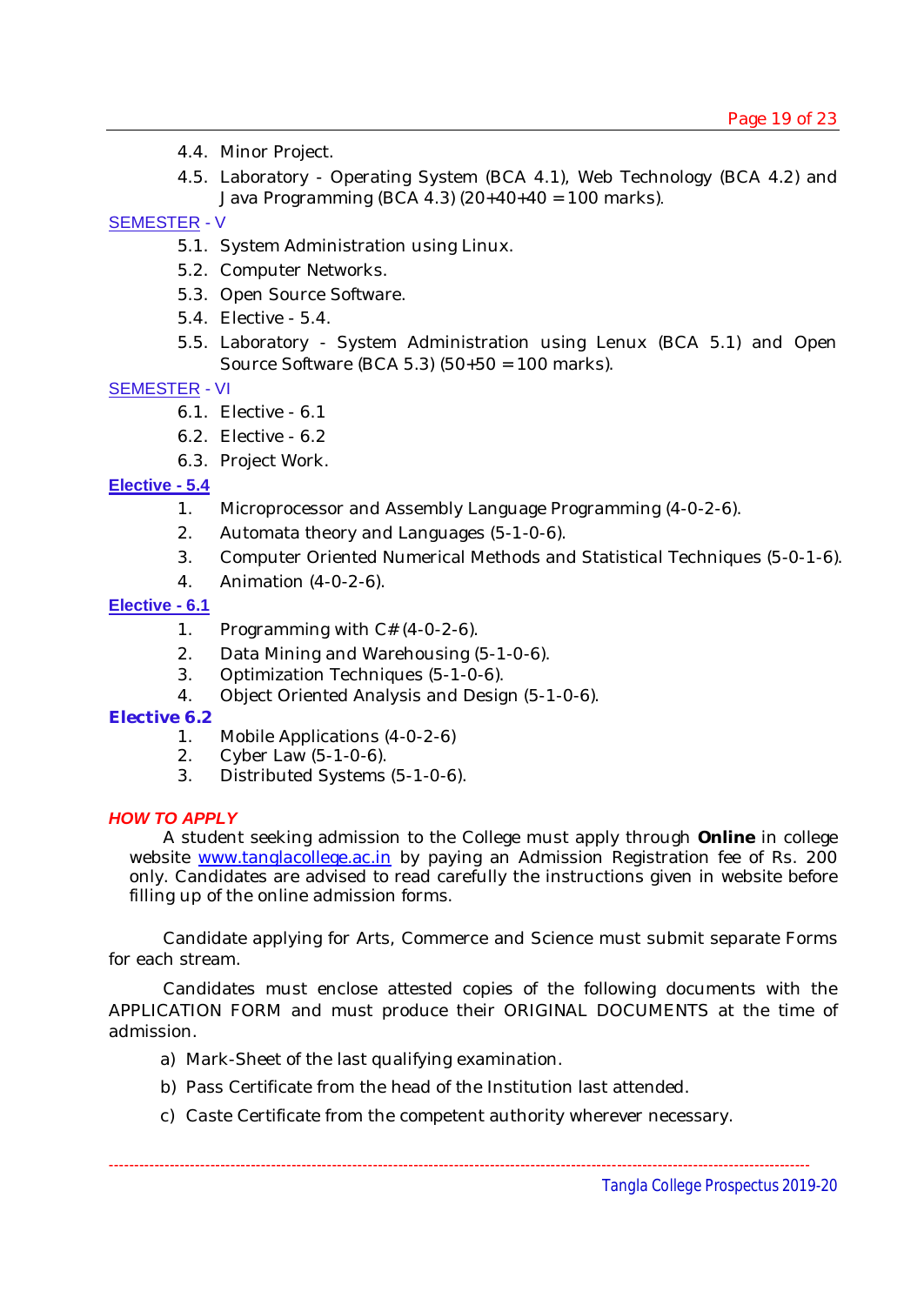4.4. Minor Project.

4.5. Laboratory - Operating System (BCA 4.1), Web Technology (BCA 4.2) and Java Programming (BCA 4.3) (20+40+40 = 100 marks).

### SEMESTER - V

5.1. System Administration using Linux.

5.2. Computer Networks.

5.3. Open Source Software.

5.4. Elective - 5.4.

5.5. Laboratory - System Administration using Lenux (BCA 5.1) and Open Source Software (BCA 5.3) (50+50 = 100 marks).

### SEMESTER - VI

6.1. Elective - 6.1

6.2. Elective - 6.2

6.3. Project Work.

### Elective - 5.4

1. Microprocessor and Assembly Language Programming (4-0-2-6).
2. Automata theory and Languages (5-1-0-6).
3. Computer Oriented Numerical Methods and Statistical Techniques (5-0-1-6).
4. Animation (4-0-2-6).

### Elective - 6.1

1. Programming with C# (4-0-2-6).
2. Data Mining and Warehousing (5-1-0-6).
3. Optimization Techniques (5-1-0-6).
4. Object Oriented Analysis and Design (5-1-0-6).

### Elective 6.2

1. Mobile Applications (4-0-2-6)
2. Cyber Law (5-1-0-6).
3. Distributed Systems (5-1-0-6).

### *HOW TO APPLY*

A student seeking admission to the College must apply through **Online** in college website www.tanglacollege.ac.in by paying an Admission Registration fee of Rs. 200 only. Candidates are advised to read carefully the instructions given in website before filling up of the online admission forms.

Candidate applying for Arts, Commerce and Science must submit separate Forms for each stream.

Candidates must enclose attested copies of the following documents with the APPLICATION FORM and must produce their ORIGINAL DOCUMENTS at the time of admission.

a) Mark-Sheet of the last qualifying examination.

b) Pass Certificate from the head of the Institution last attended.

c) Caste Certificate from the competent authority wherever necessary.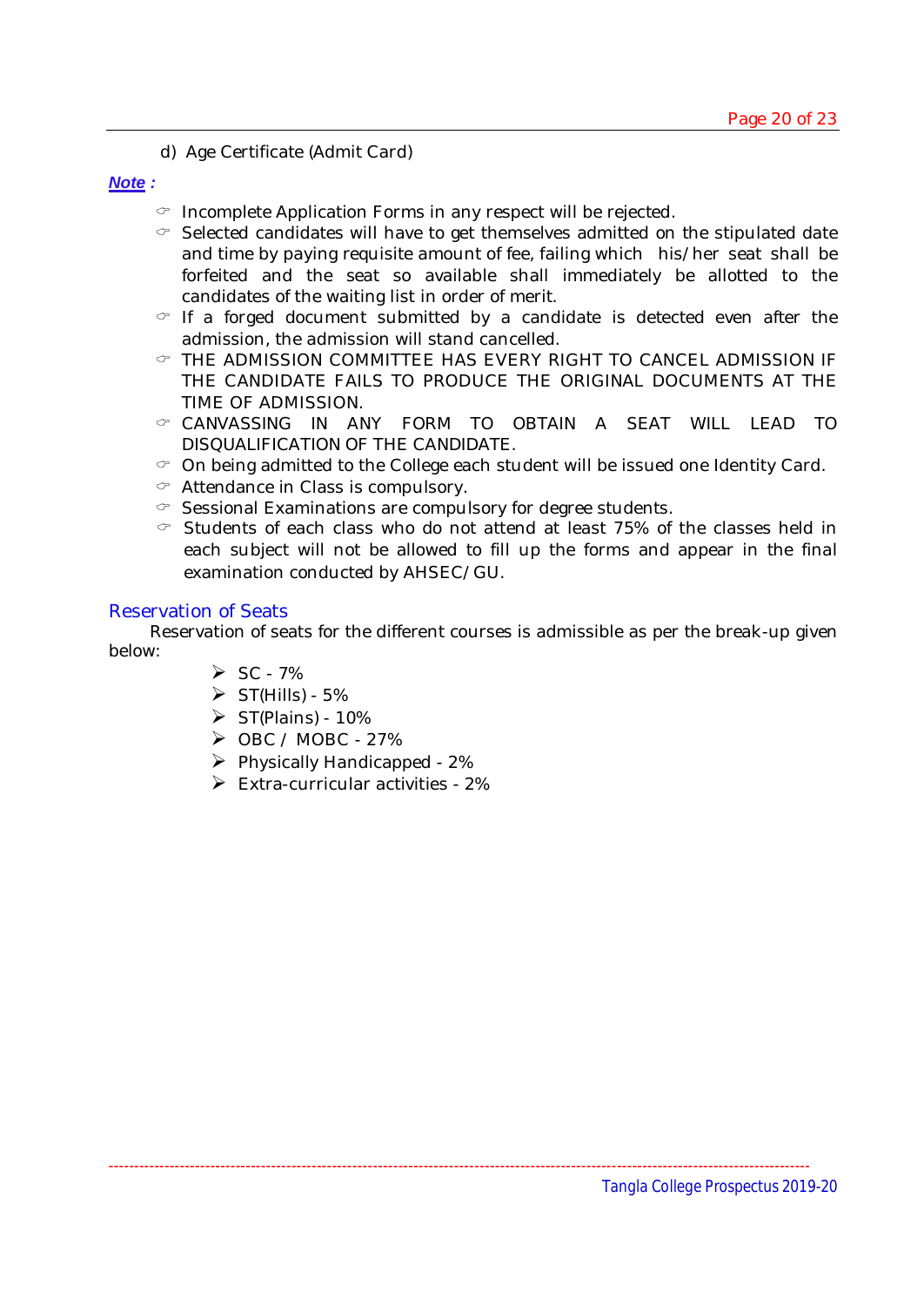d) Age Certificate (Admit Card)

***Note :***

- Incomplete Application Forms in any respect will be rejected.
- Selected candidates will have to get themselves admitted on the stipulated date and time by paying requisite amount of fee, failing which his/her seat shall be forfeited and the seat so available shall immediately be allotted to the candidates of the waiting list in order of merit.
- If a forged document submitted by a candidate is detected even after the admission, the admission will stand cancelled.
- THE ADMISSION COMMITTEE HAS EVERY RIGHT TO CANCEL ADMISSION IF THE CANDIDATE FAILS TO PRODUCE THE ORIGINAL DOCUMENTS AT THE TIME OF ADMISSION.
- CANVASSING IN ANY FORM TO OBTAIN A SEAT WILL LEAD TO DISQUALIFICATION OF THE CANDIDATE.
- On being admitted to the College each student will be issued one Identity Card.
- Attendance in Class is compulsory.
- Sessional Examinations are compulsory for degree students.
- Students of each class who do not attend at least 75% of the classes held in each subject will not be allowed to fill up the forms and appear in the final examination conducted by AHSEC/GU.

## Reservation of Seats

Reservation of seats for the different courses is admissible as per the break-up given below:

- SC - 7%
- ST(Hills) - 5%
- ST(Plains) - 10%
- OBC / MOBC - 27%
- Physically Handicapped - 2%
- Extra-curricular activities - 2%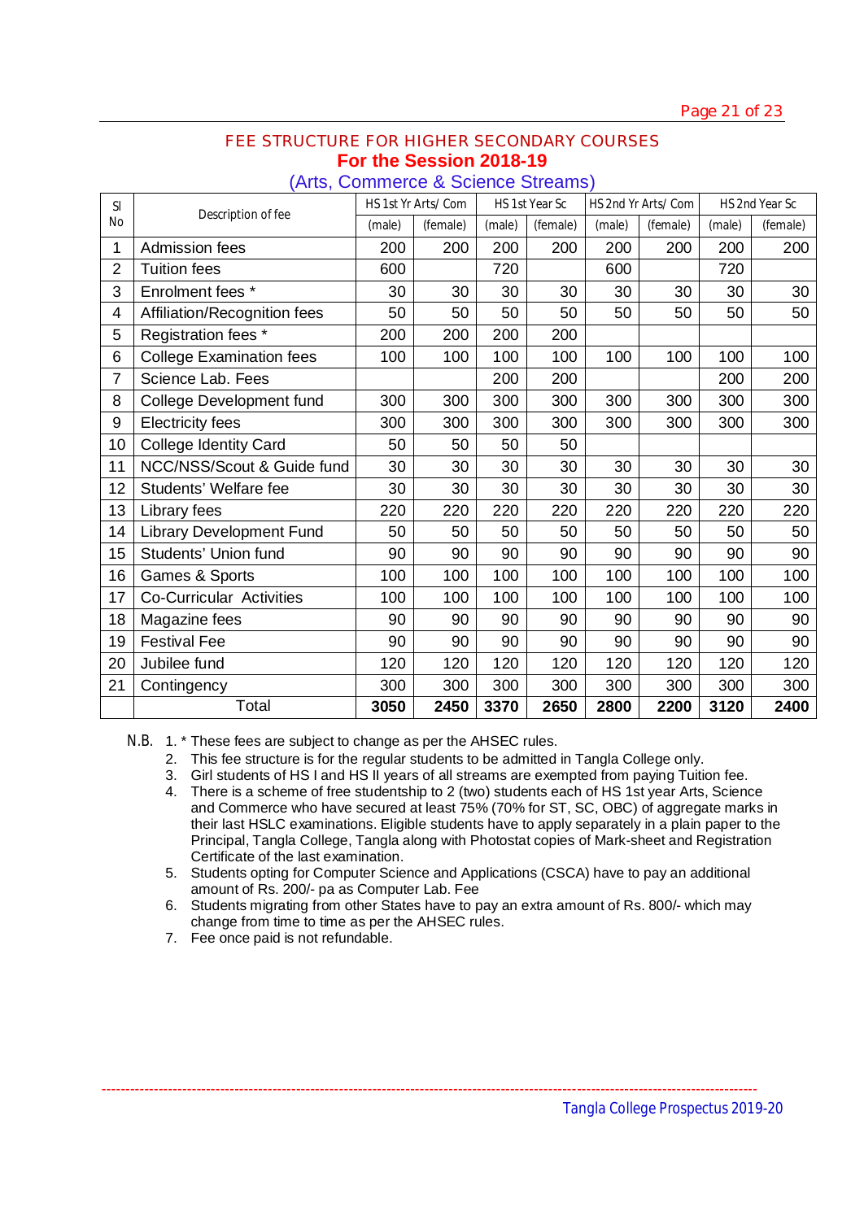## FEE STRUCTURE FOR HIGHER SECONDARY COURSES

### For the Session 2018-19

### (Arts, Commerce & Science Streams)

| Sl No | Description of fee | HS 1st Yr Arts/ Com | | HS 1st Year Sc | | HS 2nd Yr Arts/ Com | | HS 2nd Year Sc | |
|---|---|---|---|---|---|---|---|---|---|
| | | (male) | (female) | (male) | (female) | (male) | (female) | (male) | (female) |
| 1 | Admission fees | 200 | 200 | 200 | 200 | 200 | 200 | 200 | 200 |
| 2 | Tuition fees | 600 | | 720 | | 600 | | 720 | |
| 3 | Enrolment fees * | 30 | 30 | 30 | 30 | 30 | 30 | 30 | 30 |
| 4 | Affiliation/Recognition fees | 50 | 50 | 50 | 50 | 50 | 50 | 50 | 50 |
| 5 | Registration fees * | 200 | 200 | 200 | 200 | | | | |
| 6 | College Examination fees | 100 | 100 | 100 | 100 | 100 | 100 | 100 | 100 |
| 7 | Science Lab. Fees | | | 200 | 200 | | | 200 | 200 |
| 8 | College Development fund | 300 | 300 | 300 | 300 | 300 | 300 | 300 | 300 |
| 9 | Electricity fees | 300 | 300 | 300 | 300 | 300 | 300 | 300 | 300 |
| 10 | College Identity Card | 50 | 50 | 50 | 50 | | | | |
| 11 | NCC/NSS/Scout & Guide fund | 30 | 30 | 30 | 30 | 30 | 30 | 30 | 30 |
| 12 | Students' Welfare fee | 30 | 30 | 30 | 30 | 30 | 30 | 30 | 30 |
| 13 | Library fees | 220 | 220 | 220 | 220 | 220 | 220 | 220 | 220 |
| 14 | Library Development Fund | 50 | 50 | 50 | 50 | 50 | 50 | 50 | 50 |
| 15 | Students' Union fund | 90 | 90 | 90 | 90 | 90 | 90 | 90 | 90 |
| 16 | Games & Sports | 100 | 100 | 100 | 100 | 100 | 100 | 100 | 100 |
| 17 | Co-Curricular Activities | 100 | 100 | 100 | 100 | 100 | 100 | 100 | 100 |
| 18 | Magazine fees | 90 | 90 | 90 | 90 | 90 | 90 | 90 | 90 |
| 19 | Festival Fee | 90 | 90 | 90 | 90 | 90 | 90 | 90 | 90 |
| 20 | Jubilee fund | 120 | 120 | 120 | 120 | 120 | 120 | 120 | 120 |
| 21 | Contingency | 300 | 300 | 300 | 300 | 300 | 300 | 300 | 300 |
| | Total | **3050** | **2450** | **3370** | **2650** | **2800** | **2200** | **3120** | **2400** |

N.B.
1. * These fees are subject to change as per the AHSEC rules.
2. This fee structure is for the regular students to be admitted in Tangla College only.
3. Girl students of HS I and HS II years of all streams are exempted from paying Tuition fee.
4. There is a scheme of free studentship to 2 (two) students each of HS 1st year Arts, Science and Commerce who have secured at least 75% (70% for ST, SC, OBC) of aggregate marks in their last HSLC examinations. Eligible students have to apply separately in a plain paper to the Principal, Tangla College, Tangla along with Photostat copies of Mark-sheet and Registration Certificate of the last examination.
5. Students opting for Computer Science and Applications (CSCA) have to pay an additional amount of Rs. 200/- pa as Computer Lab. Fee
6. Students migrating from other States have to pay an extra amount of Rs. 800/- which may change from time to time as per the AHSEC rules.
7. Fee once paid is not refundable.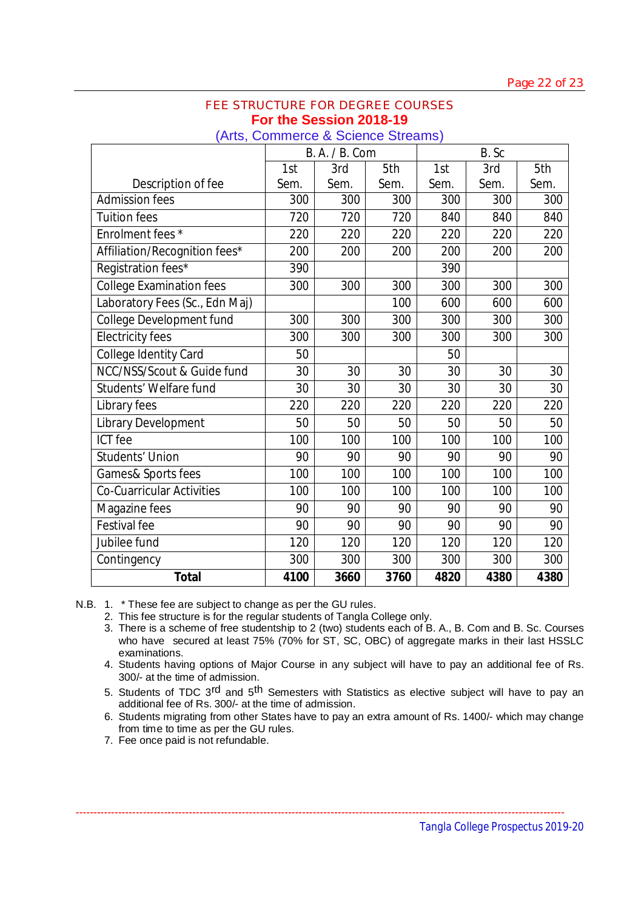## FEE STRUCTURE FOR DEGREE COURSES
### For the Session 2018-19
### (Arts, Commerce & Science Streams)

| Description of fee | B. A. / B. Com | | | B. Sc | | |
|---|---|---|---|---|---|---|
| | 1st Sem. | 3rd Sem. | 5th Sem. | 1st Sem. | 3rd Sem. | 5th Sem. |
| Admission fees | 300 | 300 | 300 | 300 | 300 | 300 |
| Tuition fees | 720 | 720 | 720 | 840 | 840 | 840 |
| Enrolment fees * | 220 | 220 | 220 | 220 | 220 | 220 |
| Affiliation/Recognition fees* | 200 | 200 | 200 | 200 | 200 | 200 |
| Registration fees* | 390 | | | 390 | | |
| College Examination fees | 300 | 300 | 300 | 300 | 300 | 300 |
| Laboratory Fees (Sc., Edn Maj) | | | 100 | 600 | 600 | 600 |
| College Development fund | 300 | 300 | 300 | 300 | 300 | 300 |
| Electricity fees | 300 | 300 | 300 | 300 | 300 | 300 |
| College Identity Card | 50 | | | 50 | | |
| NCC/NSS/Scout & Guide fund | 30 | 30 | 30 | 30 | 30 | 30 |
| Students' Welfare fund | 30 | 30 | 30 | 30 | 30 | 30 |
| Library fees | 220 | 220 | 220 | 220 | 220 | 220 |
| Library Development | 50 | 50 | 50 | 50 | 50 | 50 |
| ICT fee | 100 | 100 | 100 | 100 | 100 | 100 |
| Students' Union | 90 | 90 | 90 | 90 | 90 | 90 |
| Games& Sports fees | 100 | 100 | 100 | 100 | 100 | 100 |
| Co-Cuarricular Activities | 100 | 100 | 100 | 100 | 100 | 100 |
| Magazine fees | 90 | 90 | 90 | 90 | 90 | 90 |
| Festival fee | 90 | 90 | 90 | 90 | 90 | 90 |
| Jubilee fund | 120 | 120 | 120 | 120 | 120 | 120 |
| Contingency | 300 | 300 | 300 | 300 | 300 | 300 |
| **Total** | **4100** | **3660** | **3760** | **4820** | **4380** | **4380** |

N.B.
1. * These fee are subject to change as per the GU rules.
2. This fee structure is for the regular students of Tangla College only.
3. There is a scheme of free studentship to 2 (two) students each of B. A., B. Com and B. Sc. Courses who have secured at least 75% (70% for ST, SC, OBC) of aggregate marks in their last HSSLC examinations.
4. Students having options of Major Course in any subject will have to pay an additional fee of Rs. 300/- at the time of admission.
5. Students of TDC 3rd and 5th Semesters with Statistics as elective subject will have to pay an additional fee of Rs. 300/- at the time of admission.
6. Students migrating from other States have to pay an extra amount of Rs. 1400/- which may change from time to time as per the GU rules.
7. Fee once paid is not refundable.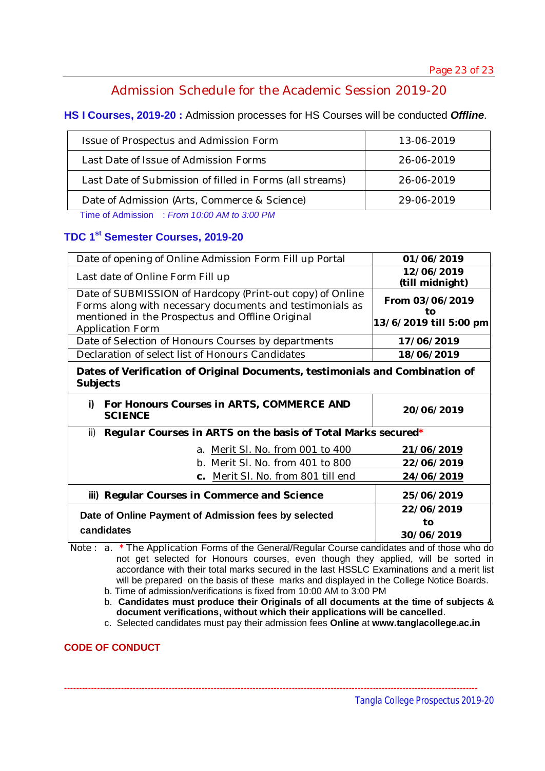## Admission Schedule for the Academic Session 2019-20

**HS I Courses, 2019-20 :** Admission processes for HS Courses will be conducted ***Offline***.

| Issue of Prospectus and Admission Form | 13-06-2019 |
|---|---|
| Last Date of Issue of Admission Forms | 26-06-2019 |
| Last Date of Submission of filled in Forms (all streams) | 26-06-2019 |
| Date of Admission (Arts, Commerce & Science) | 29-06-2019 |

Time of Admission : *From 10:00 AM to 3:00 PM*

### TDC 1st Semester Courses, 2019-20

| Date of opening of Online Admission Form Fill up Portal | **01/06/2019** |
|---|---|
| Last date of Online Form Fill up | **12/06/2019 (till midnight)** |
| Date of SUBMISSION of Hardcopy (Print-out copy) of Online Forms along with necessary documents and testimonials as mentioned in the Prospectus and Offline Original Application Form | **From 03/06/2019 to 13/6/2019 till 5:00 pm** |
| Date of Selection of Honours Courses by departments | **17/06/2019** |
| Declaration of select list of Honours Candidates | **18/06/2019** |
| **Dates of Verification of Original Documents, testimonials and Combination of Subjects** | |
| i) **For Honours Courses in ARTS, COMMERCE AND SCIENCE** | **20/06/2019** |
| ii) ***Regular Courses in ARTS on the basis of Total Marks secured**** | |
| a. Merit Sl. No. from 001 to 400 | **21/06/2019** |
| b. Merit Sl. No. from 401 to 800 | **22/06/2019** |
| **c.** Merit Sl. No. from 801 till end | **24/06/2019** |
| **iii) Regular Courses in Commerce and Science** | **25/06/2019** |
| **Date of Online Payment of Admission fees by selected candidates** | **22/06/2019 to 30/06/2019** |

Note :
a. * The Application Forms of the General/Regular Course candidates and of those who do not get selected for Honours courses, even though they applied, will be sorted in accordance with their total marks secured in the last HSSLC Examinations and a merit list will be prepared on the basis of these marks and displayed in the College Notice Boards.
b. Time of admission/verifications is fixed from 10:00 AM to 3:00 PM
b. **Candidates must produce their Originals of all documents at the time of subjects & document verifications, without which their applications will be cancelled**.
c. Selected candidates must pay their admission fees **Online** at **www.tanglacollege.ac.in**

### CODE OF CONDUCT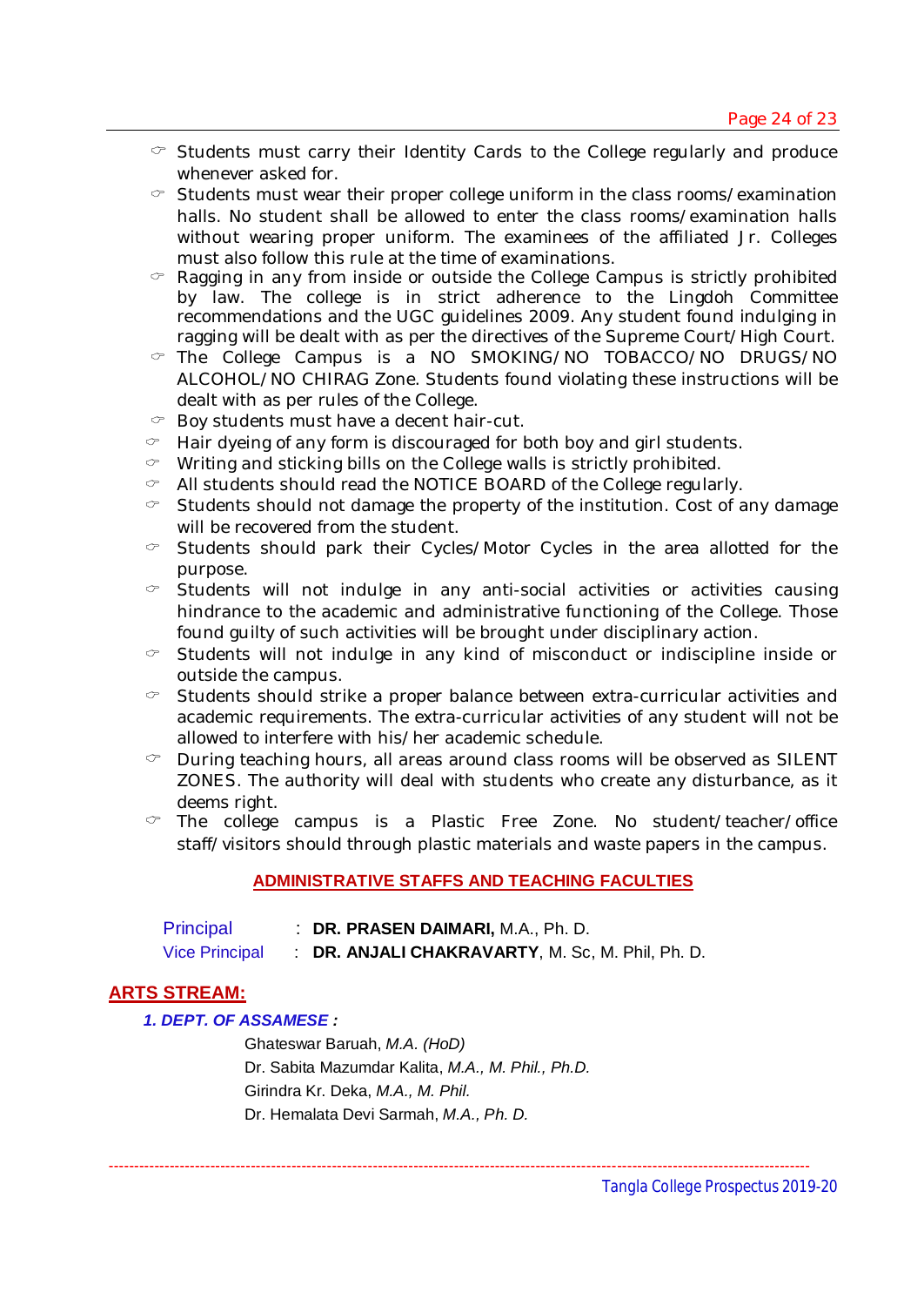- Students must carry their Identity Cards to the College regularly and produce whenever asked for.
- Students must wear their proper college uniform in the class rooms/examination halls. No student shall be allowed to enter the class rooms/examination halls without wearing proper uniform. The examinees of the affiliated Jr. Colleges must also follow this rule at the time of examinations.
- Ragging in any from inside or outside the College Campus is strictly prohibited by law. The college is in strict adherence to the Lingdoh Committee recommendations and the UGC guidelines 2009. Any student found indulging in ragging will be dealt with as per the directives of the Supreme Court/High Court.
- The College Campus is a NO SMOKING/NO TOBACCO/NO DRUGS/NO ALCOHOL/NO CHIRAG Zone. Students found violating these instructions will be dealt with as per rules of the College.
- Boy students must have a decent hair-cut.
- Hair dyeing of any form is discouraged for both boy and girl students.
- Writing and sticking bills on the College walls is strictly prohibited.
- All students should read the NOTICE BOARD of the College regularly.
- Students should not damage the property of the institution. Cost of any damage will be recovered from the student.
- Students should park their Cycles/Motor Cycles in the area allotted for the purpose.
- Students will not indulge in any anti-social activities or activities causing hindrance to the academic and administrative functioning of the College. Those found guilty of such activities will be brought under disciplinary action.
- Students will not indulge in any kind of misconduct or indiscipline inside or outside the campus.
- Students should strike a proper balance between extra-curricular activities and academic requirements. The extra-curricular activities of any student will not be allowed to interfere with his/her academic schedule.
- During teaching hours, all areas around class rooms will be observed as SILENT ZONES. The authority will deal with students who create any disturbance, as it deems right.
- The college campus is a Plastic Free Zone. No student/teacher/office staff/visitors should through plastic materials and waste papers in the campus.

## ADMINISTRATIVE STAFFS AND TEACHING FACULTIES

Principal : **DR. PRASEN DAIMARI,** M.A., Ph. D.
Vice Principal : **DR. ANJALI CHAKRAVARTY**, M. Sc, M. Phil, Ph. D.

## ARTS STREAM:

### *1. DEPT. OF ASSAMESE :*

Ghateswar Baruah, *M.A. (HoD)*
Dr. Sabita Mazumdar Kalita, *M.A., M. Phil., Ph.D.*
Girindra Kr. Deka, *M.A., M. Phil.*
Dr. Hemalata Devi Sarmah, *M.A., Ph. D.*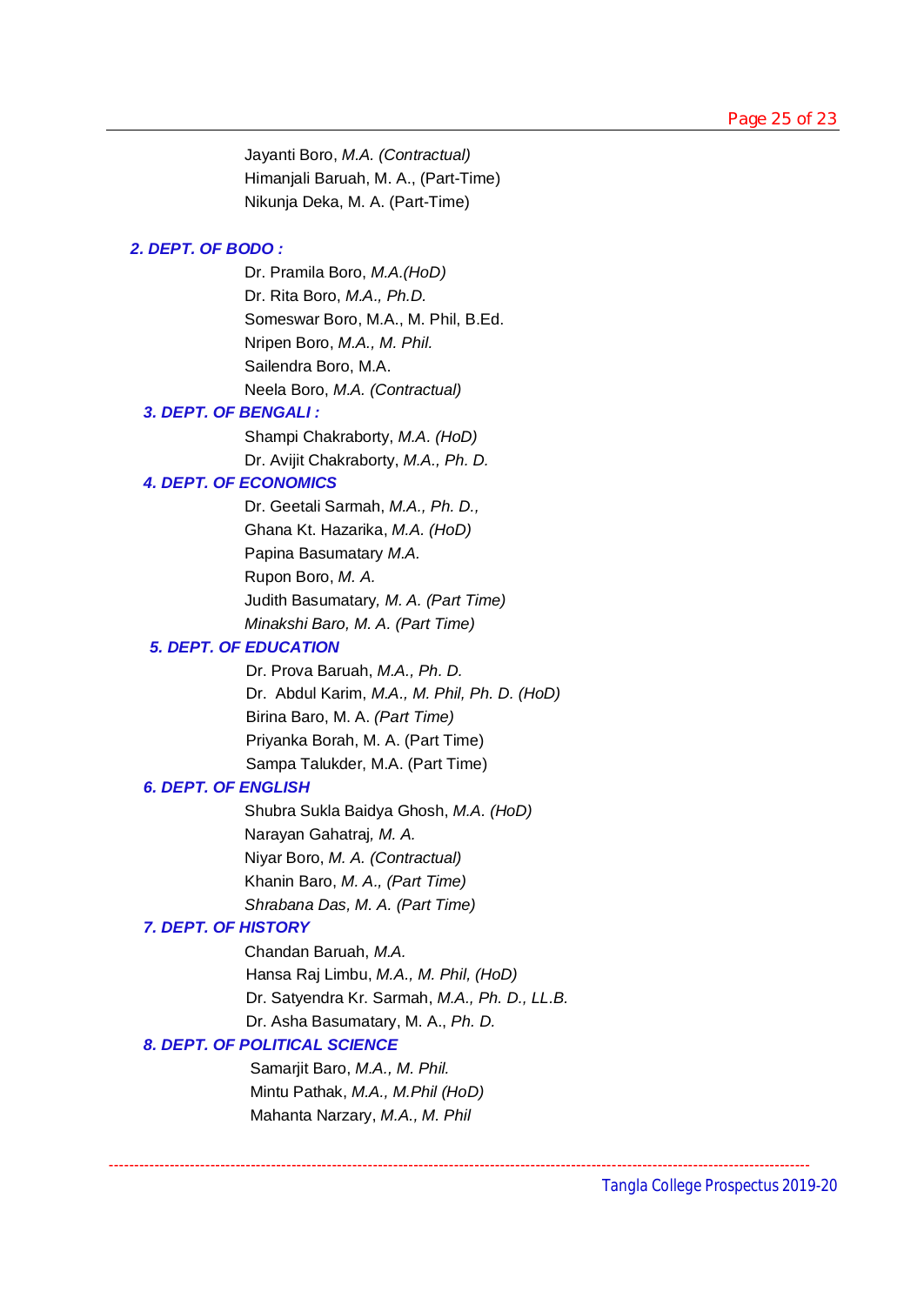Jayanti Boro, *M.A. (Contractual)*
Himanjali Baruah, M. A., (Part-Time)
Nikunja Deka, M. A. (Part-Time)

### *2. DEPT. OF BODO :*

Dr. Pramila Boro, *M.A.(HoD)*
Dr. Rita Boro, *M.A., Ph.D.*
Someswar Boro, M.A., M. Phil, B.Ed.
Nripen Boro, *M.A., M. Phil.*
Sailendra Boro, M.A.
Neela Boro, *M.A. (Contractual)*

### *3. DEPT. OF BENGALI :*

Shampi Chakraborty, *M.A. (HoD)*
Dr. Avijit Chakraborty, *M.A., Ph. D.*

### *4. DEPT. OF ECONOMICS*

Dr. Geetali Sarmah, *M.A., Ph. D.,*
Ghana Kt. Hazarika, *M.A. (HoD)*
Papina Basumatary *M.A.*
Rupon Boro, *M. A.*
Judith Basumatary*, M. A. (Part Time)*
*Minakshi Baro, M. A. (Part Time)*

### *5. DEPT. OF EDUCATION*

Dr. Prova Baruah, *M.A., Ph. D.*
Dr. Abdul Karim, *M.A., M. Phil, Ph. D. (HoD)*
Birina Baro, M. A. *(Part Time)*
Priyanka Borah, M. A. (Part Time)
Sampa Talukder, M.A. (Part Time)

### *6. DEPT. OF ENGLISH*

Shubra Sukla Baidya Ghosh, *M.A. (HoD)*
Narayan Gahatraj*, M. A.*
Niyar Boro, *M. A. (Contractual)*
Khanin Baro, *M. A., (Part Time)*
*Shrabana Das, M. A. (Part Time)*

### *7. DEPT. OF HISTORY*

Chandan Baruah, *M.A.*
Hansa Raj Limbu, *M.A., M. Phil, (HoD)*
Dr. Satyendra Kr. Sarmah, *M.A., Ph. D., LL.B.*
Dr. Asha Basumatary, M. A., *Ph. D.*

### *8. DEPT. OF POLITICAL SCIENCE*

Samarjit Baro, *M.A., M. Phil.*
Mintu Pathak, *M.A., M.Phil (HoD)*
Mahanta Narzary, *M.A., M. Phil*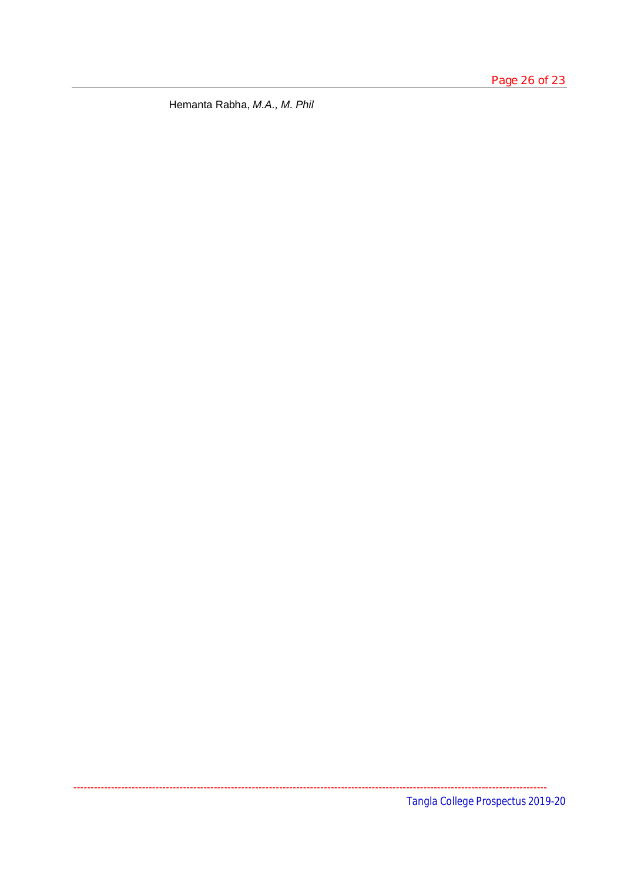Hemanta Rabha, *M.A., M. Phil*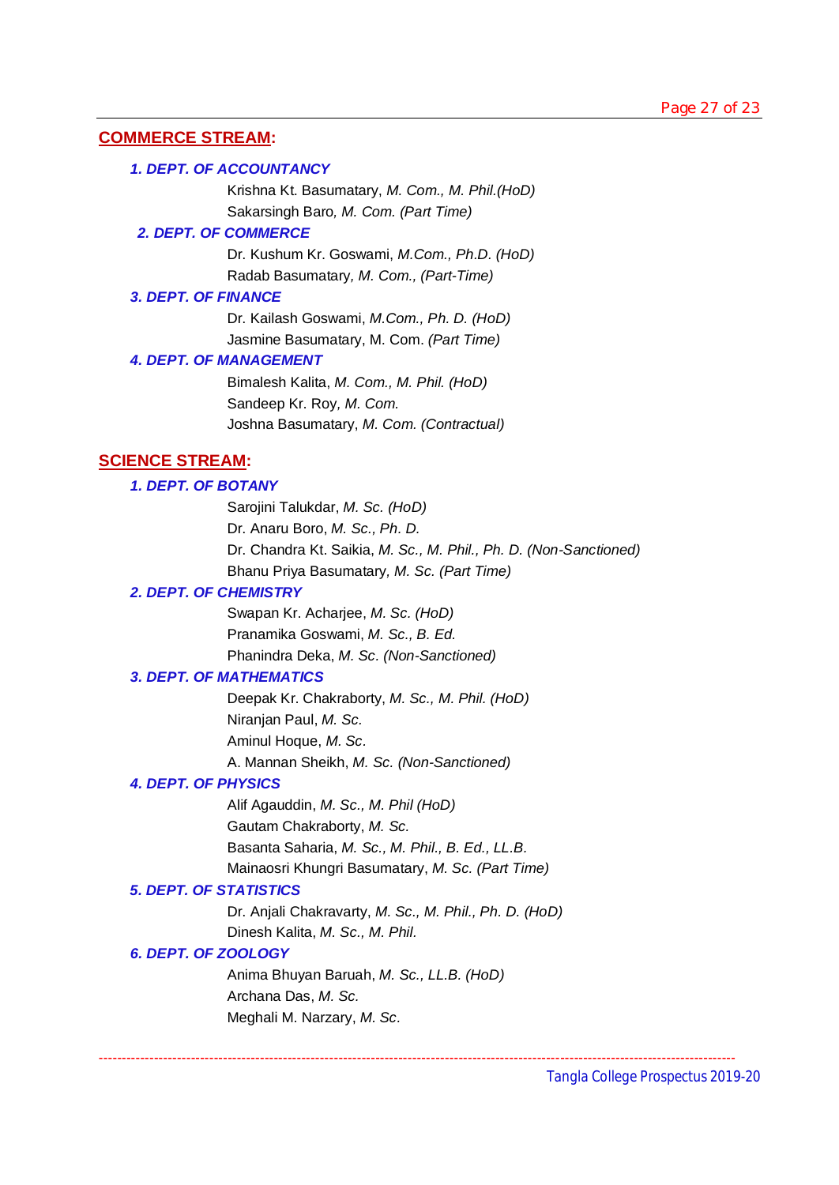## COMMERCE STREAM:

### *1. DEPT. OF ACCOUNTANCY*

Krishna Kt. Basumatary, *M. Com., M. Phil.(HoD)*
Sakarsingh Baro, *M. Com. (Part Time)*

### *2. DEPT. OF COMMERCE*

Dr. Kushum Kr. Goswami, *M.Com., Ph.D. (HoD)*
Radab Basumatary, *M. Com., (Part-Time)*

### *3. DEPT. OF FINANCE*

Dr. Kailash Goswami, *M.Com., Ph. D. (HoD)*
Jasmine Basumatary, M. Com. *(Part Time)*

### *4. DEPT. OF MANAGEMENT*

Bimalesh Kalita, *M. Com., M. Phil. (HoD)*
Sandeep Kr. Roy, *M. Com.*
Joshna Basumatary, *M. Com. (Contractual)*

## SCIENCE STREAM:

### *1. DEPT. OF BOTANY*

Sarojini Talukdar, *M. Sc. (HoD)*
Dr. Anaru Boro, *M. Sc., Ph. D.*
Dr. Chandra Kt. Saikia, *M. Sc., M. Phil., Ph. D. (Non-Sanctioned)*
Bhanu Priya Basumatary, *M. Sc. (Part Time)*

### *2. DEPT. OF CHEMISTRY*

Swapan Kr. Acharjee, *M. Sc. (HoD)*
Pranamika Goswami, *M. Sc., B. Ed.*
Phanindra Deka, *M. Sc. (Non-Sanctioned)*

### *3. DEPT. OF MATHEMATICS*

Deepak Kr. Chakraborty, *M. Sc., M. Phil. (HoD)*
Niranjan Paul, *M. Sc.*
Aminul Hoque, *M. Sc.*
A. Mannan Sheikh, *M. Sc. (Non-Sanctioned)*

### *4. DEPT. OF PHYSICS*

Alif Agauddin, *M. Sc., M. Phil (HoD)*
Gautam Chakraborty, *M. Sc.*
Basanta Saharia, *M. Sc., M. Phil., B. Ed., LL.B.*
Mainaosri Khungri Basumatary, *M. Sc. (Part Time)*

### *5. DEPT. OF STATISTICS*

Dr. Anjali Chakravarty, *M. Sc., M. Phil., Ph. D. (HoD)*
Dinesh Kalita, *M. Sc., M. Phil.*

### *6. DEPT. OF ZOOLOGY*

Anima Bhuyan Baruah, *M. Sc., LL.B. (HoD)*
Archana Das, *M. Sc.*
Meghali M. Narzary, *M. Sc.*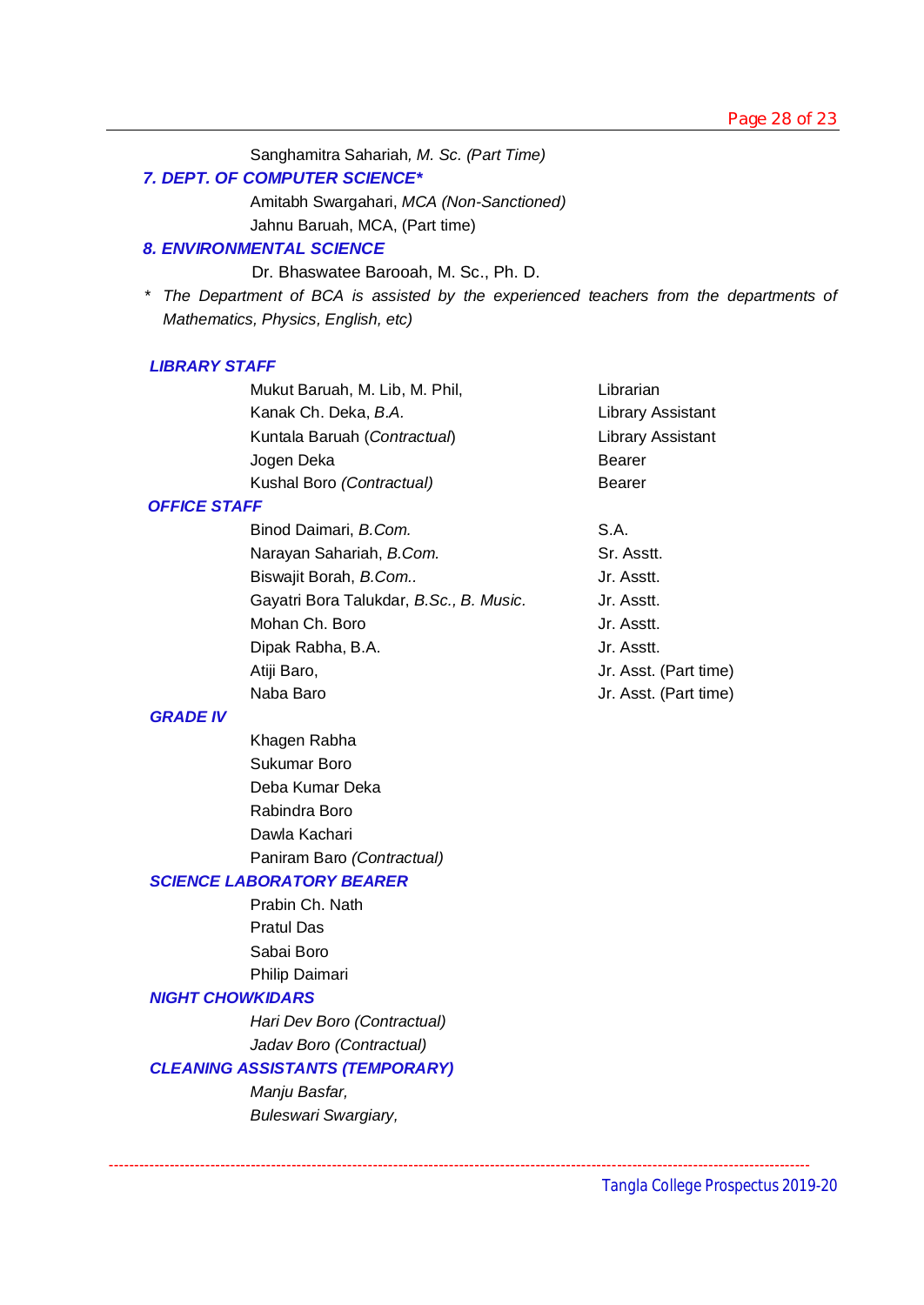Sanghamitra Sahariah*, M. Sc. (Part Time)*

### *7. DEPT. OF COMPUTER SCIENCE**

Amitabh Swargahari, *MCA (Non-Sanctioned)*

Jahnu Baruah, MCA, (Part time)

### *8. ENVIRONMENTAL SCIENCE*

Dr. Bhaswatee Barooah, M. Sc., Ph. D.

*\* The Department of BCA is assisted by the experienced teachers from the departments of Mathematics, Physics, English, etc)*

### *LIBRARY STAFF*

| Name | Designation |
|---|---|
| Mukut Baruah, M. Lib, M. Phil, | Librarian |
| Kanak Ch. Deka, *B.A.* | Library Assistant |
| Kuntala Baruah (*Contractual*) | Library Assistant |
| Jogen Deka | Bearer |
| Kushal Boro *(Contractual)* | Bearer |

### *OFFICE STAFF*

| Name | Designation |
|---|---|
| Binod Daimari, *B.Com.* | S.A. |
| Narayan Sahariah, *B.Com.* | Sr. Asstt. |
| Biswajit Borah, *B.Com..* | Jr. Asstt. |
| Gayatri Bora Talukdar, *B.Sc., B. Music.* | Jr. Asstt. |
| Mohan Ch. Boro | Jr. Asstt. |
| Dipak Rabha, B.A. | Jr. Asstt. |
| Atiji Baro, | Jr. Asst. (Part time) |
| Naba Baro | Jr. Asst. (Part time) |

### *GRADE IV*

Khagen Rabha

Sukumar Boro

Deba Kumar Deka

Rabindra Boro

Dawla Kachari

Paniram Baro *(Contractual)*

### *SCIENCE LABORATORY BEARER*

Prabin Ch. Nath

Pratul Das

Sabai Boro

Philip Daimari

### *NIGHT CHOWKIDARS*

*Hari Dev Boro (Contractual)*

*Jadav Boro (Contractual)*

### *CLEANING ASSISTANTS (TEMPORARY)*

*Manju Basfar,*

*Buleswari Swargiary,*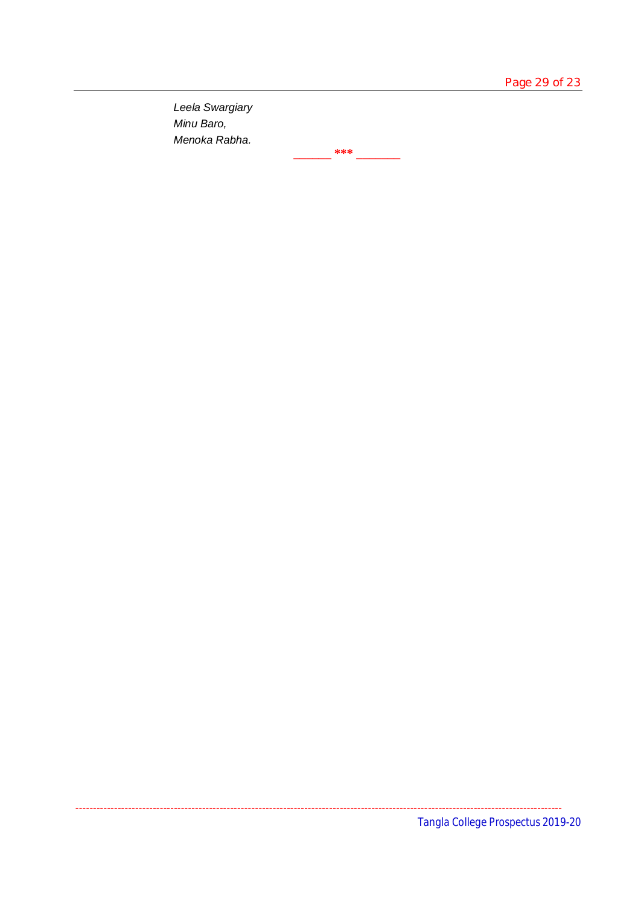*Leela Swargiary*
*Minu Baro,*
*Menoka Rabha.*

______ *** _______